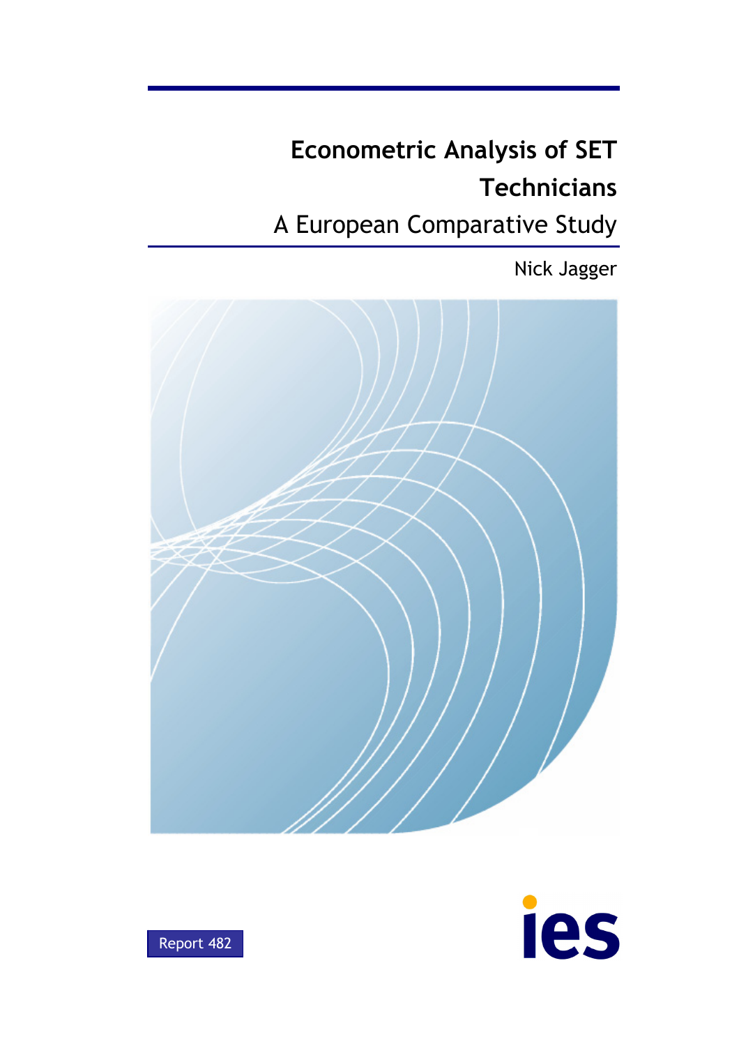# Econometric Analysis of SET Technicians

## A European Comparative Study

Nick Jagger

Report 482

ies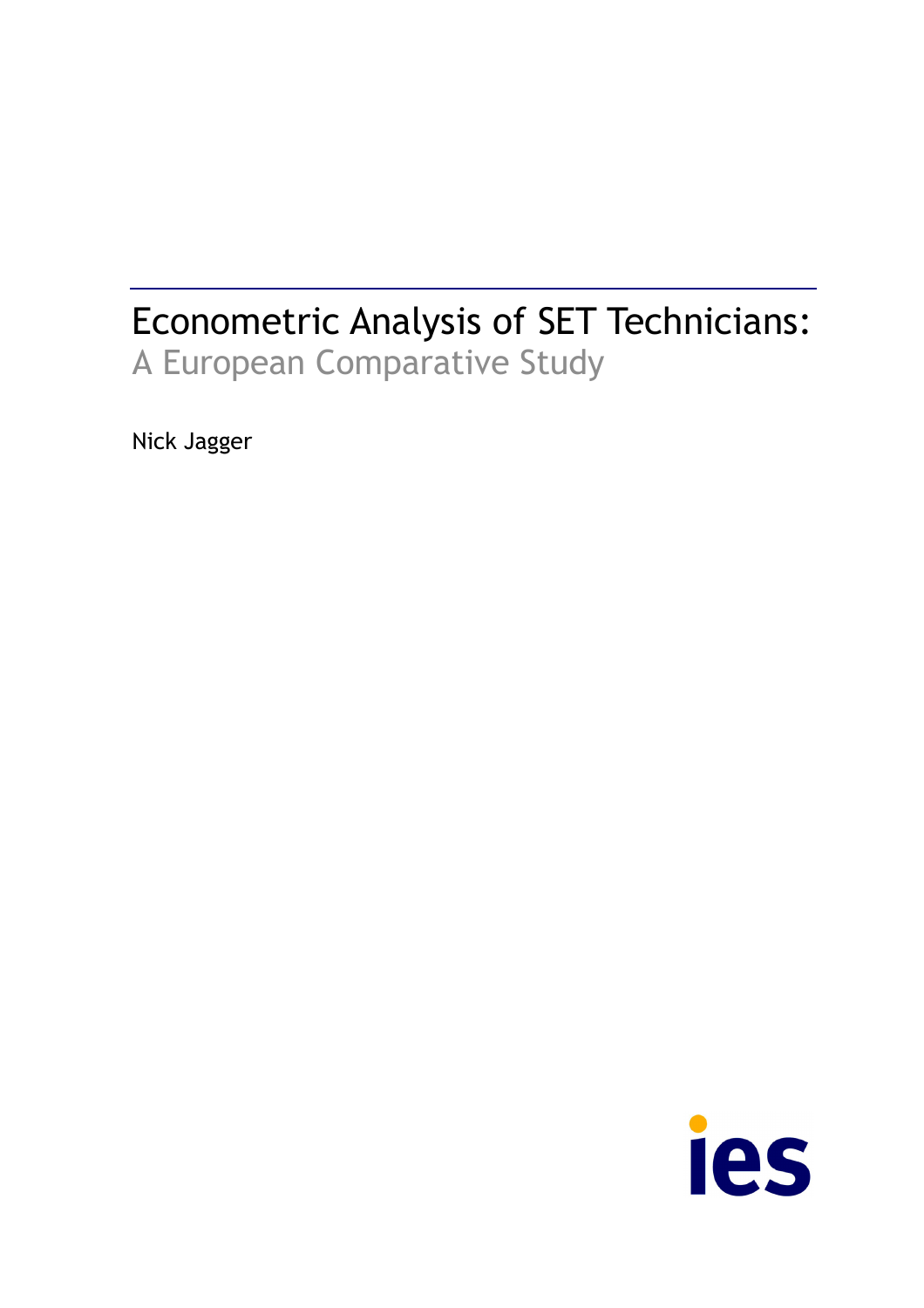# Econometric Analysis of SET Technicians:

## A European Comparative Study

Nick Jagger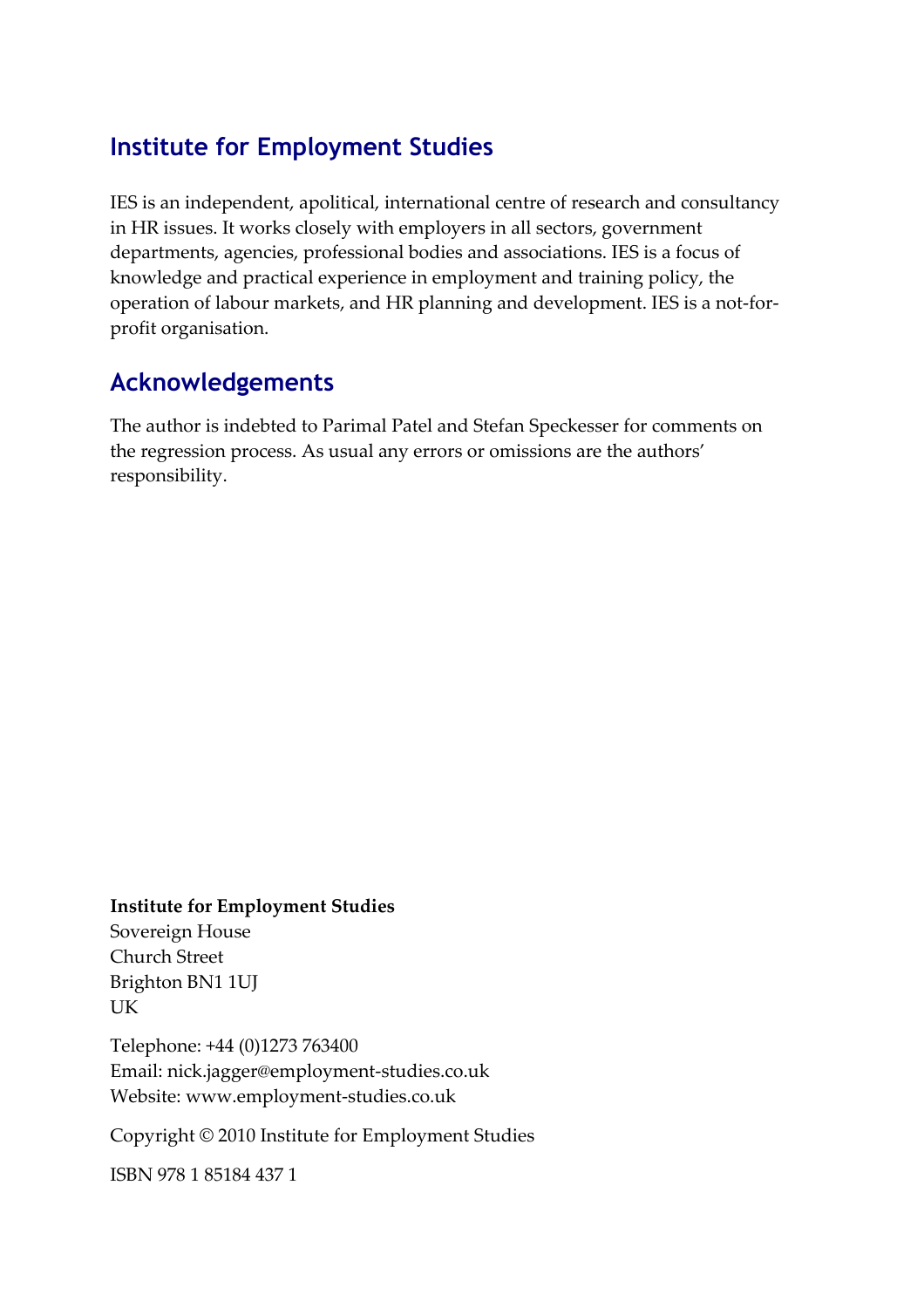## Institute for Employment Studies

IES is an independent, apolitical, international centre of research and consultancy in HR issues. It works closely with employers in all sectors, government departments, agencies, professional bodies and associations. IES is a focus of knowledge and practical experience in employment and training policy, the operation of labour markets, and HR planning and development. IES is a not-for-profit organisation.

## Acknowledgements

The author is indebted to Parimal Patel and Stefan Speckesser for comments on the regression process. As usual any errors or omissions are the authors' responsibility.

**Institute for Employment Studies**
Sovereign House
Church Street
Brighton BN1 1UJ
UK

Telephone: +44 (0)1273 763400
Email: nick.jagger@employment-studies.co.uk
Website: www.employment-studies.co.uk

Copyright © 2010 Institute for Employment Studies

ISBN 978 1 85184 437 1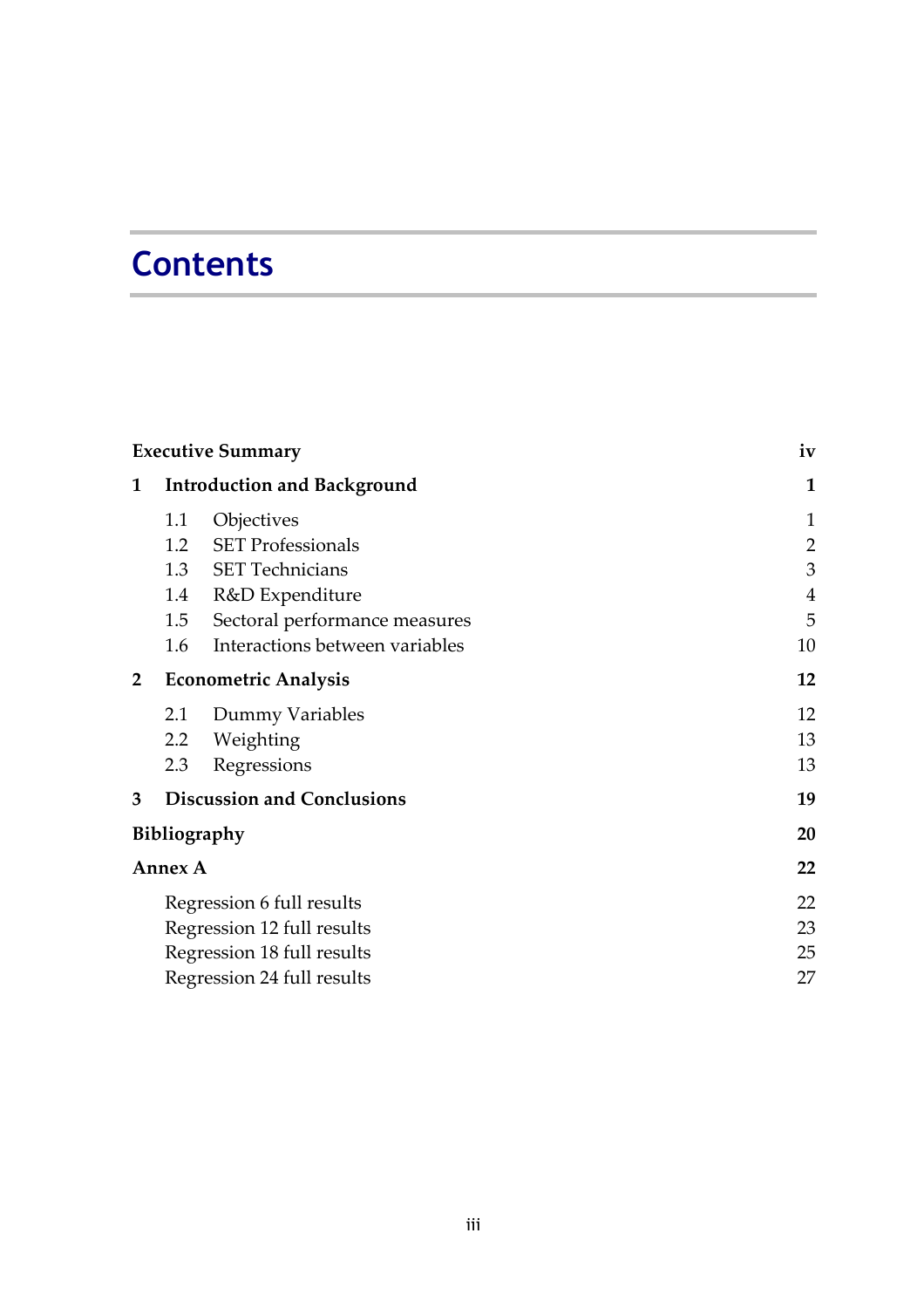# Contents

| | | |
|---|---|---|
| **Executive Summary** | | **iv** |
| **1** | **Introduction and Background** | **1** |
| 1.1 | Objectives | 1 |
| 1.2 | SET Professionals | 2 |
| 1.3 | SET Technicians | 3 |
| 1.4 | R&D Expenditure | 4 |
| 1.5 | Sectoral performance measures | 5 |
| 1.6 | Interactions between variables | 10 |
| **2** | **Econometric Analysis** | **12** |
| 2.1 | Dummy Variables | 12 |
| 2.2 | Weighting | 13 |
| 2.3 | Regressions | 13 |
| **3** | **Discussion and Conclusions** | **19** |
| **Bibliography** | | **20** |
| **Annex A** | | **22** |
| | Regression 6 full results | 22 |
| | Regression 12 full results | 23 |
| | Regression 18 full results | 25 |
| | Regression 24 full results | 27 |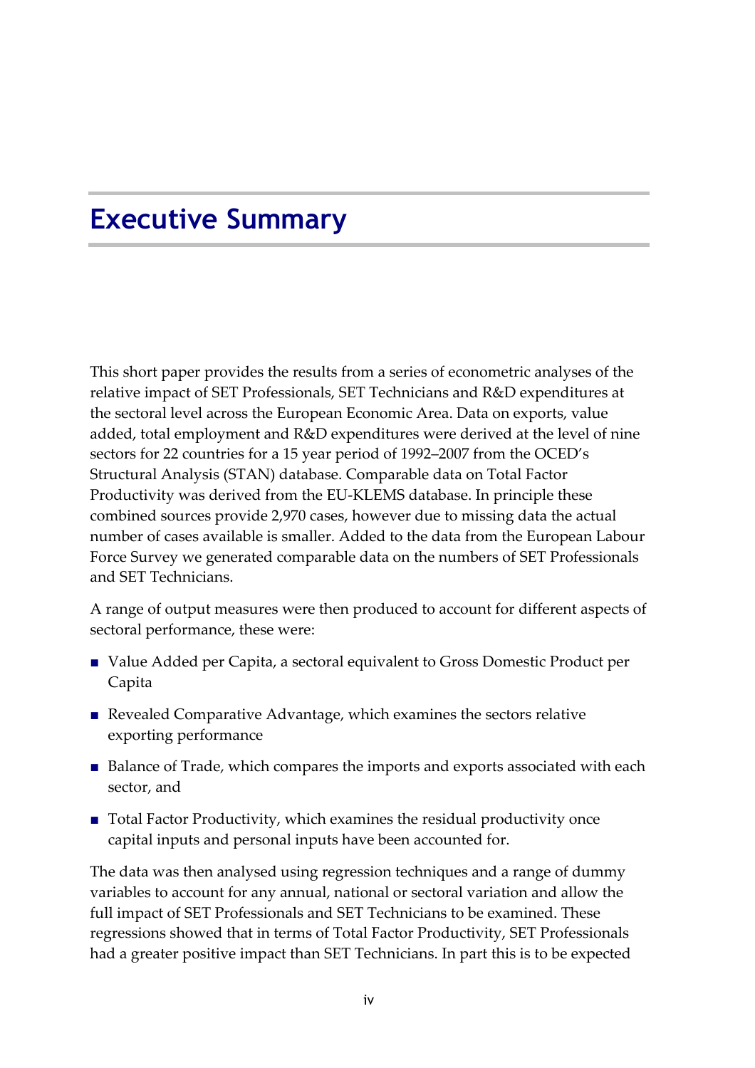# Executive Summary

This short paper provides the results from a series of econometric analyses of the relative impact of SET Professionals, SET Technicians and R&D expenditures at the sectoral level across the European Economic Area. Data on exports, value added, total employment and R&D expenditures were derived at the level of nine sectors for 22 countries for a 15 year period of 1992–2007 from the OCED's Structural Analysis (STAN) database. Comparable data on Total Factor Productivity was derived from the EU-KLEMS database. In principle these combined sources provide 2,970 cases, however due to missing data the actual number of cases available is smaller. Added to the data from the European Labour Force Survey we generated comparable data on the numbers of SET Professionals and SET Technicians.

A range of output measures were then produced to account for different aspects of sectoral performance, these were:

- Value Added per Capita, a sectoral equivalent to Gross Domestic Product per Capita
- Revealed Comparative Advantage, which examines the sectors relative exporting performance
- Balance of Trade, which compares the imports and exports associated with each sector, and
- Total Factor Productivity, which examines the residual productivity once capital inputs and personal inputs have been accounted for.

The data was then analysed using regression techniques and a range of dummy variables to account for any annual, national or sectoral variation and allow the full impact of SET Professionals and SET Technicians to be examined. These regressions showed that in terms of Total Factor Productivity, SET Professionals had a greater positive impact than SET Technicians. In part this is to be expected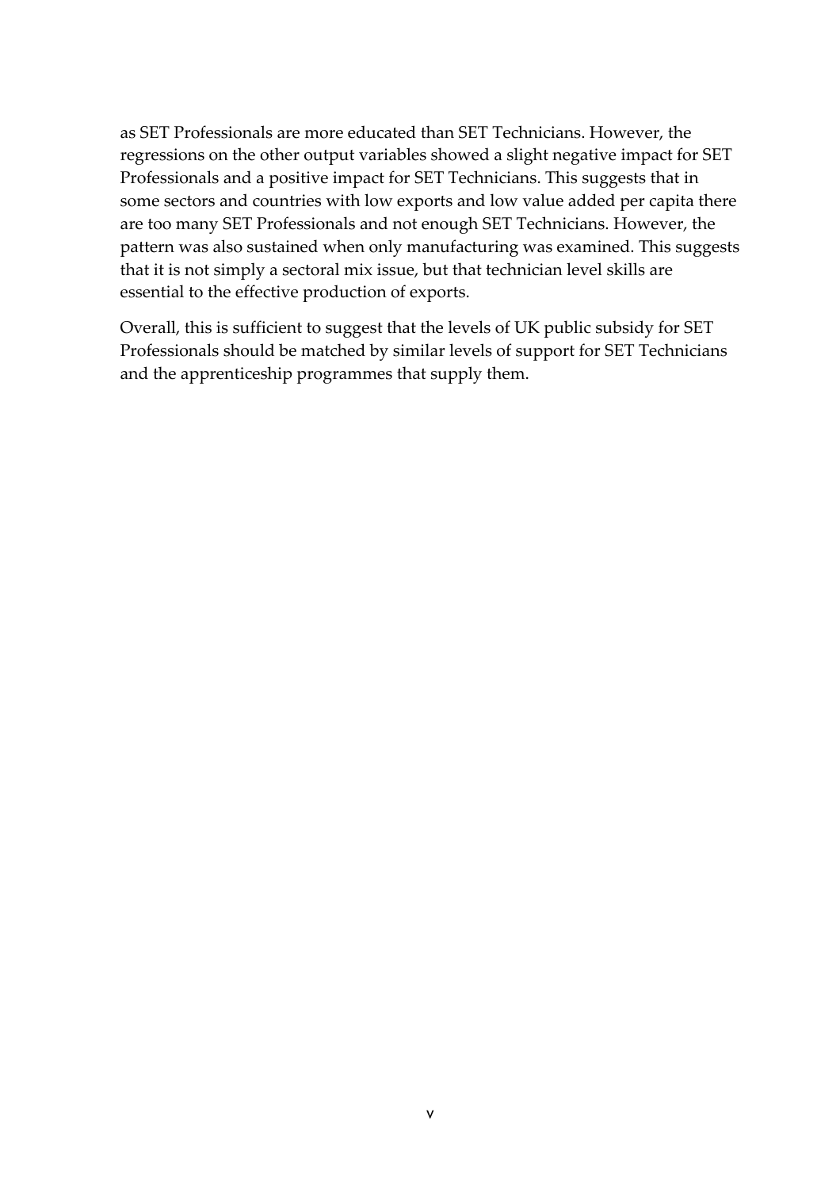as SET Professionals are more educated than SET Technicians. However, the regressions on the other output variables showed a slight negative impact for SET Professionals and a positive impact for SET Technicians. This suggests that in some sectors and countries with low exports and low value added per capita there are too many SET Professionals and not enough SET Technicians. However, the pattern was also sustained when only manufacturing was examined. This suggests that it is not simply a sectoral mix issue, but that technician level skills are essential to the effective production of exports.

Overall, this is sufficient to suggest that the levels of UK public subsidy for SET Professionals should be matched by similar levels of support for SET Technicians and the apprenticeship programmes that supply them.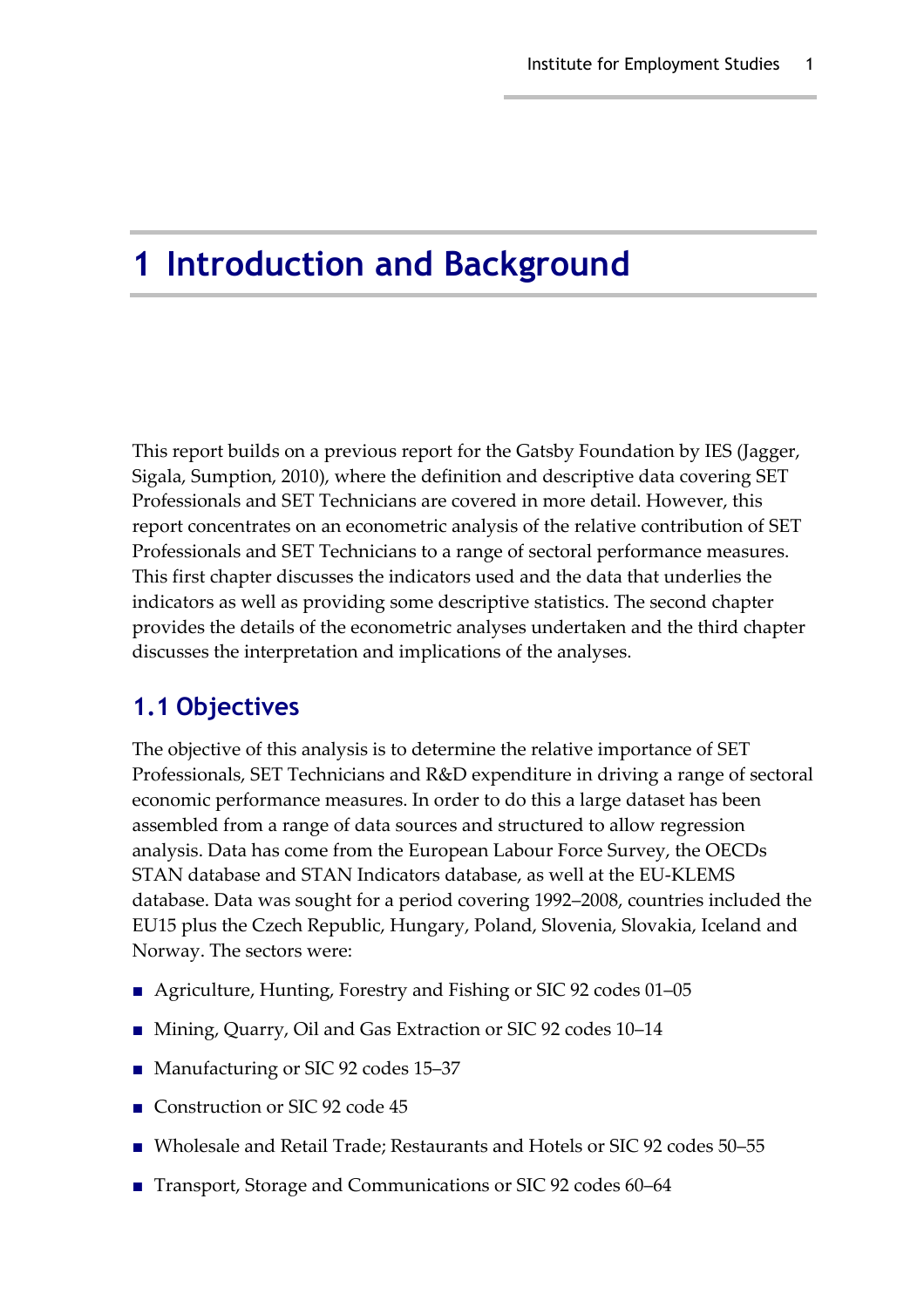# 1 Introduction and Background

This report builds on a previous report for the Gatsby Foundation by IES (Jagger, Sigala, Sumption, 2010), where the definition and descriptive data covering SET Professionals and SET Technicians are covered in more detail. However, this report concentrates on an econometric analysis of the relative contribution of SET Professionals and SET Technicians to a range of sectoral performance measures. This first chapter discusses the indicators used and the data that underlies the indicators as well as providing some descriptive statistics. The second chapter provides the details of the econometric analyses undertaken and the third chapter discusses the interpretation and implications of the analyses.

## 1.1 Objectives

The objective of this analysis is to determine the relative importance of SET Professionals, SET Technicians and R&D expenditure in driving a range of sectoral economic performance measures. In order to do this a large dataset has been assembled from a range of data sources and structured to allow regression analysis. Data has come from the European Labour Force Survey, the OECDs STAN database and STAN Indicators database, as well at the EU-KLEMS database. Data was sought for a period covering 1992–2008, countries included the EU15 plus the Czech Republic, Hungary, Poland, Slovenia, Slovakia, Iceland and Norway. The sectors were:

- Agriculture, Hunting, Forestry and Fishing or SIC 92 codes 01–05
- Mining, Quarry, Oil and Gas Extraction or SIC 92 codes 10–14
- Manufacturing or SIC 92 codes 15–37
- Construction or SIC 92 code 45
- Wholesale and Retail Trade; Restaurants and Hotels or SIC 92 codes 50–55
- Transport, Storage and Communications or SIC 92 codes 60–64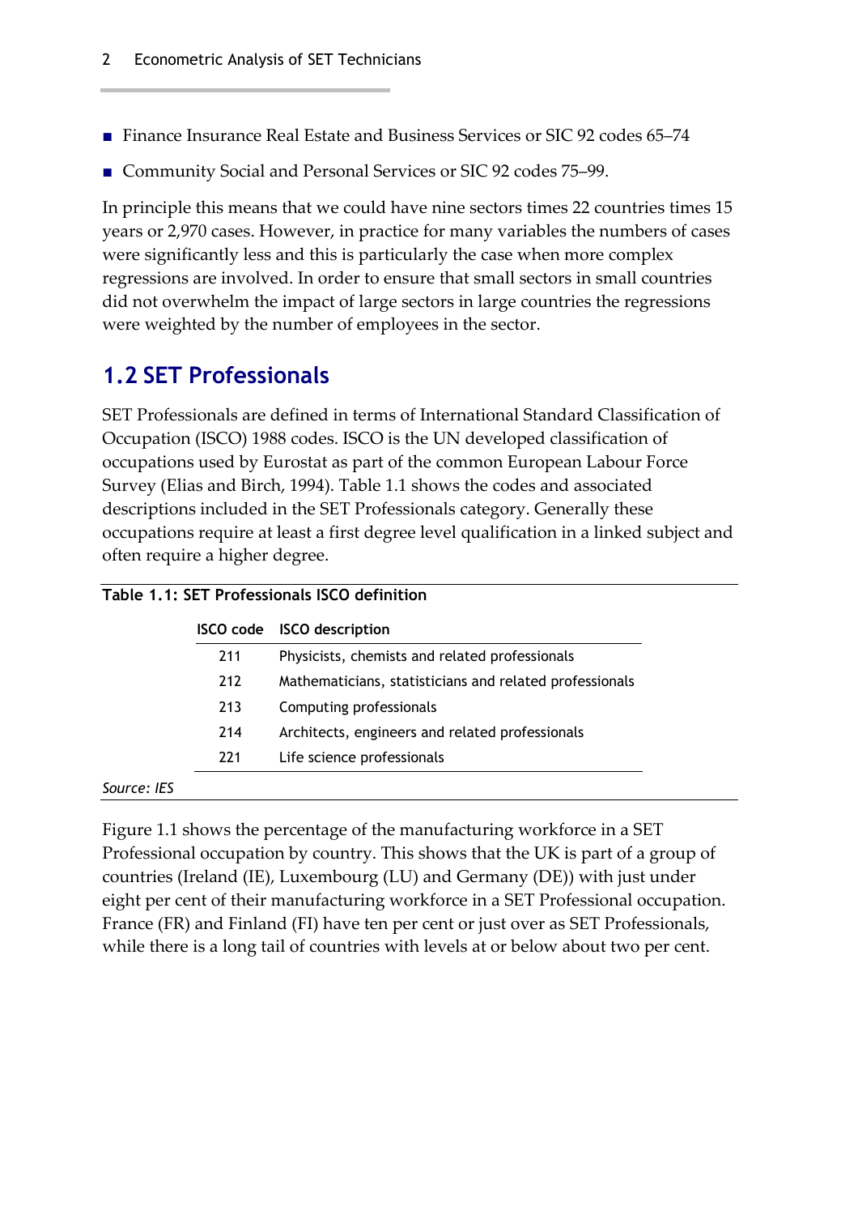- Finance Insurance Real Estate and Business Services or SIC 92 codes 65–74
- Community Social and Personal Services or SIC 92 codes 75–99.

In principle this means that we could have nine sectors times 22 countries times 15 years or 2,970 cases. However, in practice for many variables the numbers of cases were significantly less and this is particularly the case when more complex regressions are involved. In order to ensure that small sectors in small countries did not overwhelm the impact of large sectors in large countries the regressions were weighted by the number of employees in the sector.

## 1.2 SET Professionals

SET Professionals are defined in terms of International Standard Classification of Occupation (ISCO) 1988 codes. ISCO is the UN developed classification of occupations used by Eurostat as part of the common European Labour Force Survey (Elias and Birch, 1994). Table 1.1 shows the codes and associated descriptions included in the SET Professionals category. Generally these occupations require at least a first degree level qualification in a linked subject and often require a higher degree.

**Table 1.1: SET Professionals ISCO definition**

| ISCO code | ISCO description |
|---|---|
| 211 | Physicists, chemists and related professionals |
| 212 | Mathematicians, statisticians and related professionals |
| 213 | Computing professionals |
| 214 | Architects, engineers and related professionals |
| 221 | Life science professionals |

*Source: IES*

Figure 1.1 shows the percentage of the manufacturing workforce in a SET Professional occupation by country. This shows that the UK is part of a group of countries (Ireland (IE), Luxembourg (LU) and Germany (DE)) with just under eight per cent of their manufacturing workforce in a SET Professional occupation. France (FR) and Finland (FI) have ten per cent or just over as SET Professionals, while there is a long tail of countries with levels at or below about two per cent.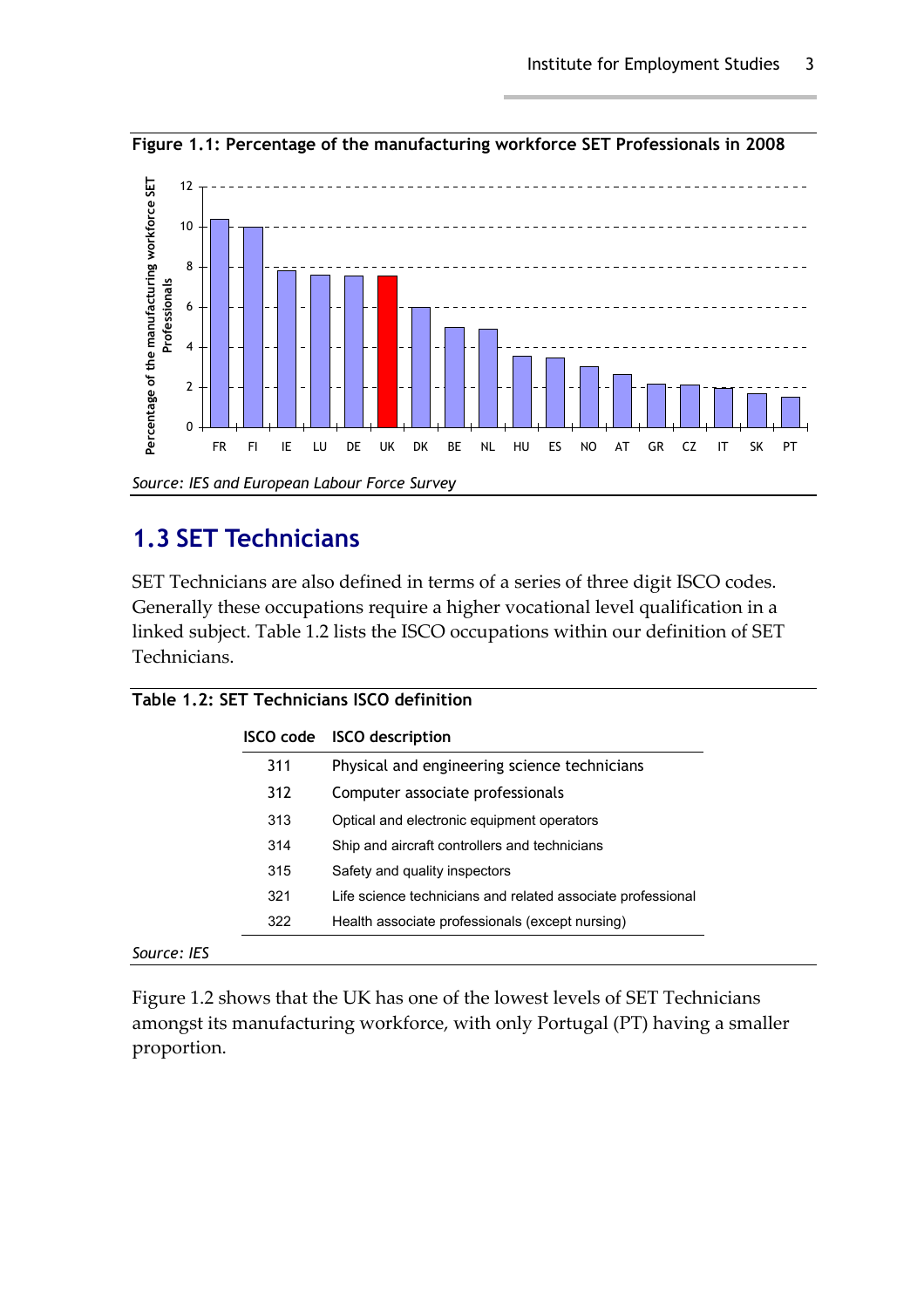**Figure 1.1: Percentage of the manufacturing workforce SET Professionals in 2008**

*Source: IES and European Labour Force Survey*

## 1.3 SET Technicians

SET Technicians are also defined in terms of a series of three digit ISCO codes. Generally these occupations require a higher vocational level qualification in a linked subject. Table 1.2 lists the ISCO occupations within our definition of SET Technicians.

**Table 1.2: SET Technicians ISCO definition**

| ISCO code | ISCO description |
| --- | --- |
| 311 | Physical and engineering science technicians |
| 312 | Computer associate professionals |
| 313 | Optical and electronic equipment operators |
| 314 | Ship and aircraft controllers and technicians |
| 315 | Safety and quality inspectors |
| 321 | Life science technicians and related associate professional |
| 322 | Health associate professionals (except nursing) |

*Source: IES*

Figure 1.2 shows that the UK has one of the lowest levels of SET Technicians amongst its manufacturing workforce, with only Portugal (PT) having a smaller proportion.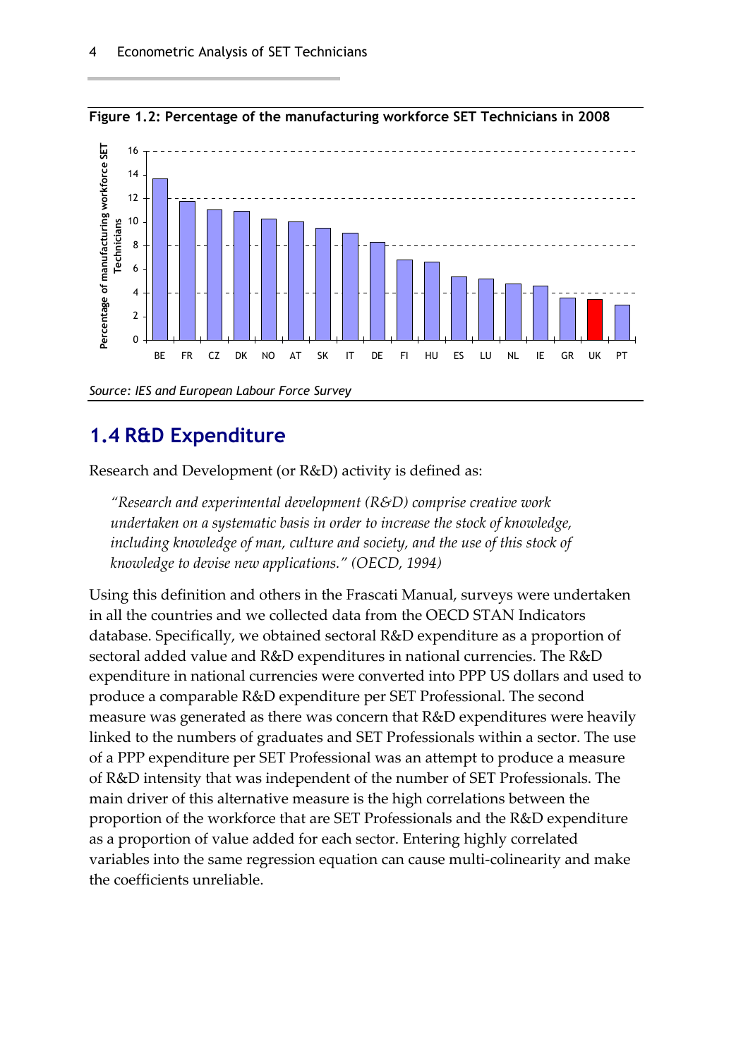**Figure 1.2: Percentage of the manufacturing workforce SET Technicians in 2008**

*Source: IES and European Labour Force Survey*

## 1.4 R&D Expenditure

Research and Development (or R&D) activity is defined as:

> *"Research and experimental development (R&D) comprise creative work undertaken on a systematic basis in order to increase the stock of knowledge, including knowledge of man, culture and society, and the use of this stock of knowledge to devise new applications." (OECD, 1994)*

Using this definition and others in the Frascati Manual, surveys were undertaken in all the countries and we collected data from the OECD STAN Indicators database. Specifically, we obtained sectoral R&D expenditure as a proportion of sectoral added value and R&D expenditures in national currencies. The R&D expenditure in national currencies were converted into PPP US dollars and used to produce a comparable R&D expenditure per SET Professional. The second measure was generated as there was concern that R&D expenditures were heavily linked to the numbers of graduates and SET Professionals within a sector. The use of a PPP expenditure per SET Professional was an attempt to produce a measure of R&D intensity that was independent of the number of SET Professionals. The main driver of this alternative measure is the high correlations between the proportion of the workforce that are SET Professionals and the R&D expenditure as a proportion of value added for each sector. Entering highly correlated variables into the same regression equation can cause multi-colinearity and make the coefficients unreliable.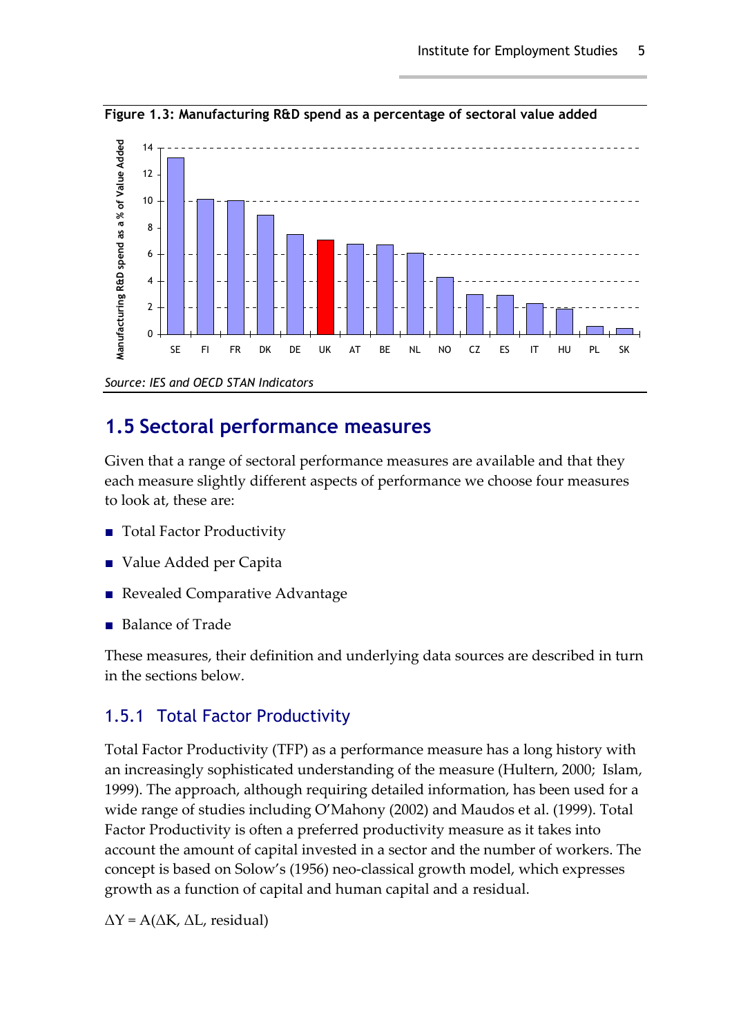**Figure 1.3: Manufacturing R&D spend as a percentage of sectoral value added**

*Source: IES and OECD STAN Indicators*

## 1.5 Sectoral performance measures

Given that a range of sectoral performance measures are available and that they each measure slightly different aspects of performance we choose four measures to look at, these are:

- Total Factor Productivity
- Value Added per Capita
- Revealed Comparative Advantage
- Balance of Trade

These measures, their definition and underlying data sources are described in turn in the sections below.

### 1.5.1 Total Factor Productivity

Total Factor Productivity (TFP) as a performance measure has a long history with an increasingly sophisticated understanding of the measure (Hultern, 2000; Islam, 1999). The approach, although requiring detailed information, has been used for a wide range of studies including O'Mahony (2002) and Maudos et al. (1999). Total Factor Productivity is often a preferred productivity measure as it takes into account the amount of capital invested in a sector and the number of workers. The concept is based on Solow's (1956) neo-classical growth model, which expresses growth as a function of capital and human capital and a residual.

$$\Delta Y = A(\Delta K, \Delta L, \text{residual})$$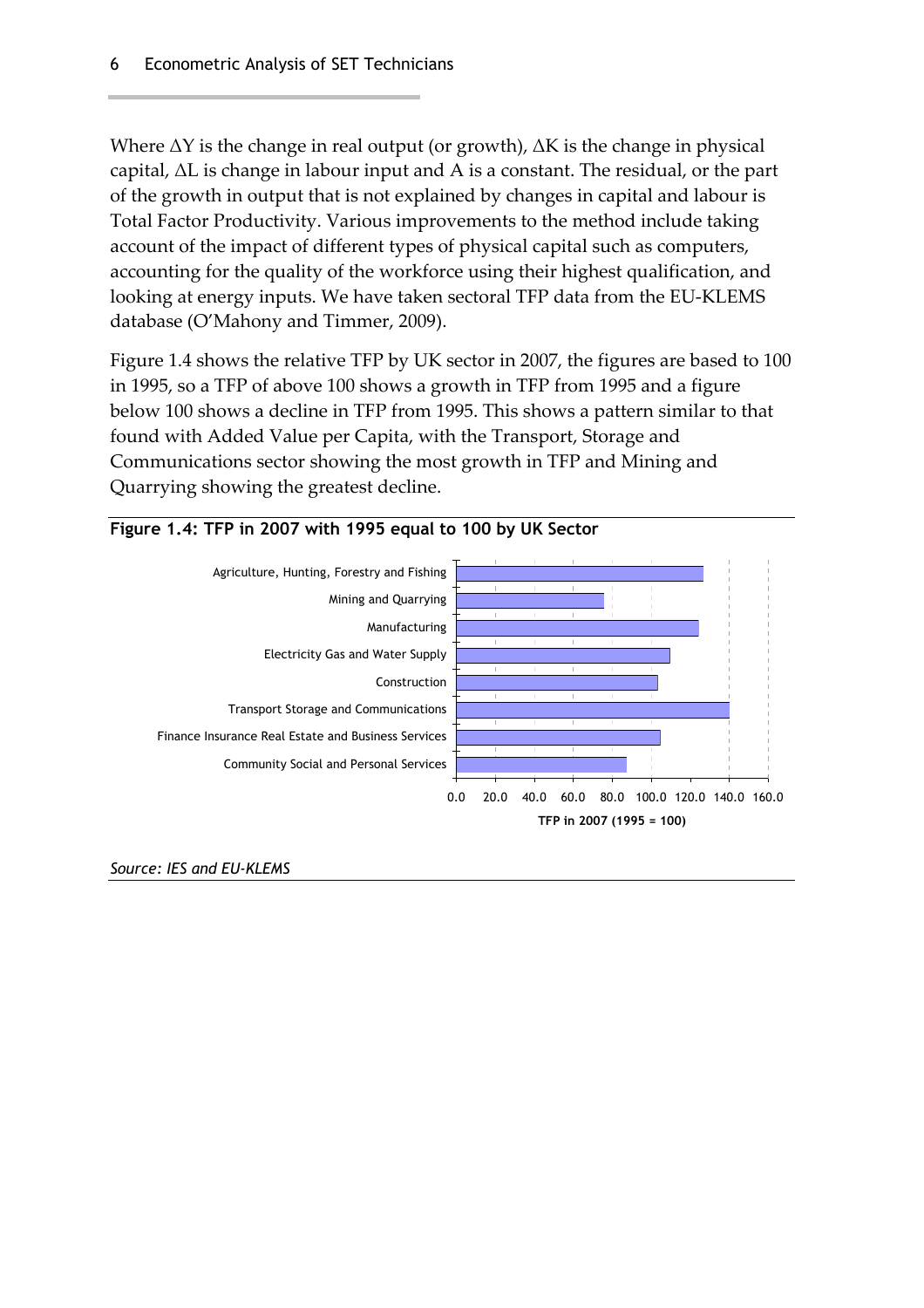Where $\Delta Y$ is the change in real output (or growth), $\Delta K$ is the change in physical capital, $\Delta L$ is change in labour input and A is a constant. The residual, or the part of the growth in output that is not explained by changes in capital and labour is Total Factor Productivity. Various improvements to the method include taking account of the impact of different types of physical capital such as computers, accounting for the quality of the workforce using their highest qualification, and looking at energy inputs. We have taken sectoral TFP data from the EU-KLEMS database (O'Mahony and Timmer, 2009).

Figure 1.4 shows the relative TFP by UK sector in 2007, the figures are based to 100 in 1995, so a TFP of above 100 shows a growth in TFP from 1995 and a figure below 100 shows a decline in TFP from 1995. This shows a pattern similar to that found with Added Value per Capita, with the Transport, Storage and Communications sector showing the most growth in TFP and Mining and Quarrying showing the greatest decline.

**Figure 1.4: TFP in 2007 with 1995 equal to 100 by UK Sector**

Agriculture, Hunting, Forestry and Fishing
Mining and Quarrying
Manufacturing
Electricity Gas and Water Supply
Construction
Transport Storage and Communications
Finance Insurance Real Estate and Business Services
Community Social and Personal Services

0.0 20.0 40.0 60.0 80.0 100.0 120.0 140.0 160.0

**TFP in 2007 (1995 = 100)**

*Source: IES and EU-KLEMS*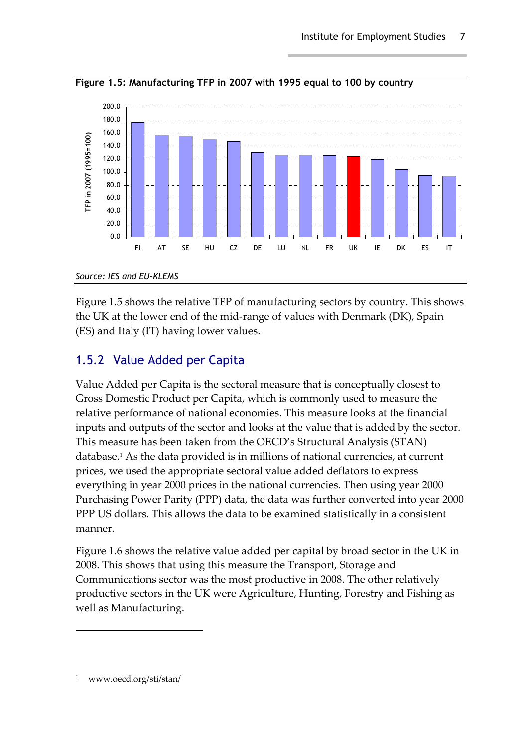**Figure 1.5: Manufacturing TFP in 2007 with 1995 equal to 100 by country**

*Source: IES and EU-KLEMS*

Figure 1.5 shows the relative TFP of manufacturing sectors by country. This shows the UK at the lower end of the mid-range of values with Denmark (DK), Spain (ES) and Italy (IT) having lower values.

## 1.5.2 Value Added per Capita

Value Added per Capita is the sectoral measure that is conceptually closest to Gross Domestic Product per Capita, which is commonly used to measure the relative performance of national economies. This measure looks at the financial inputs and outputs of the sector and looks at the value that is added by the sector. This measure has been taken from the OECD's Structural Analysis (STAN) database.[1] As the data provided is in millions of national currencies, at current prices, we used the appropriate sectoral value added deflators to express everything in year 2000 prices in the national currencies. Then using year 2000 Purchasing Power Parity (PPP) data, the data was further converted into year 2000 PPP US dollars. This allows the data to be examined statistically in a consistent manner.

Figure 1.6 shows the relative value added per capital by broad sector in the UK in 2008. This shows that using this measure the Transport, Storage and Communications sector was the most productive in 2008. The other relatively productive sectors in the UK were Agriculture, Hunting, Forestry and Fishing as well as Manufacturing.

---

[1] www.oecd.org/sti/stan/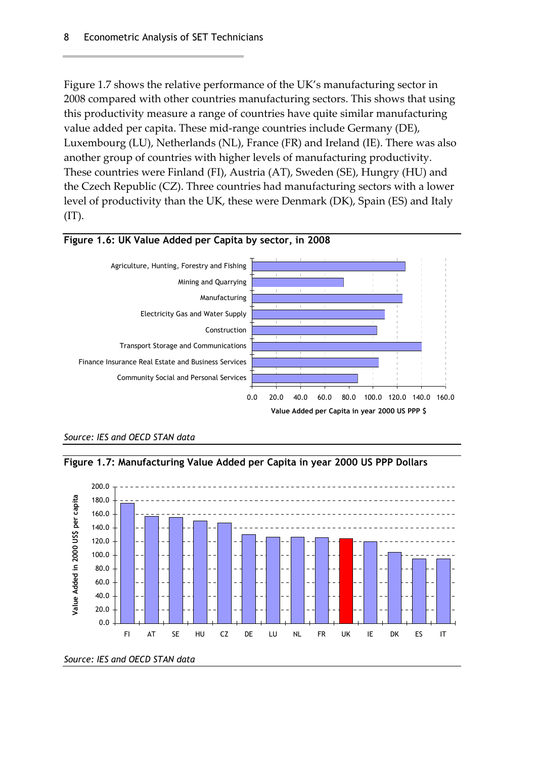Figure 1.7 shows the relative performance of the UK's manufacturing sector in 2008 compared with other countries manufacturing sectors. This shows that using this productivity measure a range of countries have quite similar manufacturing value added per capita. These mid-range countries include Germany (DE), Luxembourg (LU), Netherlands (NL), France (FR) and Ireland (IE). There was also another group of countries with higher levels of manufacturing productivity. These countries were Finland (FI), Austria (AT), Sweden (SE), Hungry (HU) and the Czech Republic (CZ). Three countries had manufacturing sectors with a lower level of productivity than the UK, these were Denmark (DK), Spain (ES) and Italy (IT).

**Figure 1.6: UK Value Added per Capita by sector, in 2008**

*Source: IES and OECD STAN data*

**Figure 1.7: Manufacturing Value Added per Capita in year 2000 US PPP Dollars**

*Source: IES and OECD STAN data*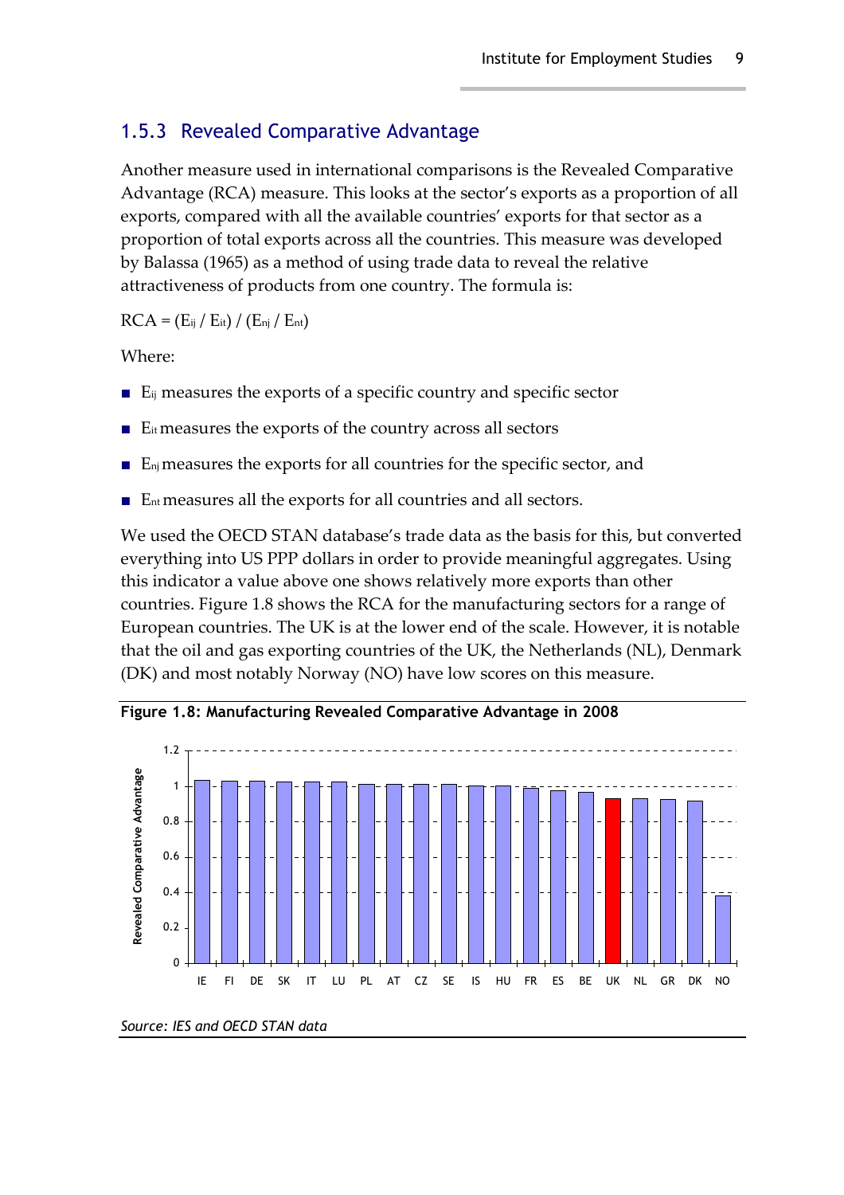### 1.5.3 Revealed Comparative Advantage

Another measure used in international comparisons is the Revealed Comparative Advantage (RCA) measure. This looks at the sector's exports as a proportion of all exports, compared with all the available countries' exports for that sector as a proportion of total exports across all the countries. This measure was developed by Balassa (1965) as a method of using trade data to reveal the relative attractiveness of products from one country. The formula is:

$$RCA = (E_{ij} / E_{it}) / (E_{nj} / E_{nt})$$

Where:

- $E_{ij}$ measures the exports of a specific country and specific sector
- $E_{it}$ measures the exports of the country across all sectors
- $E_{nj}$ measures the exports for all countries for the specific sector, and
- $E_{nt}$ measures all the exports for all countries and all sectors.

We used the OECD STAN database's trade data as the basis for this, but converted everything into US PPP dollars in order to provide meaningful aggregates. Using this indicator a value above one shows relatively more exports than other countries. Figure 1.8 shows the RCA for the manufacturing sectors for a range of European countries. The UK is at the lower end of the scale. However, it is notable that the oil and gas exporting countries of the UK, the Netherlands (NL), Denmark (DK) and most notably Norway (NO) have low scores on this measure.

**Figure 1.8: Manufacturing Revealed Comparative Advantage in 2008**

*Source: IES and OECD STAN data*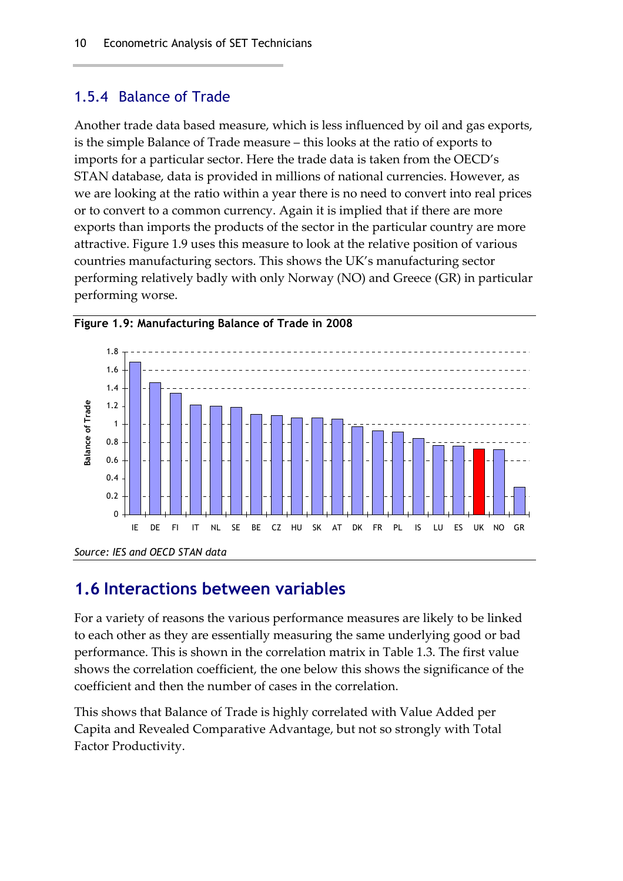### 1.5.4 Balance of Trade

Another trade data based measure, which is less influenced by oil and gas exports, is the simple Balance of Trade measure – this looks at the ratio of exports to imports for a particular sector. Here the trade data is taken from the OECD's STAN database, data is provided in millions of national currencies. However, as we are looking at the ratio within a year there is no need to convert into real prices or to convert to a common currency. Again it is implied that if there are more exports than imports the products of the sector in the particular country are more attractive. Figure 1.9 uses this measure to look at the relative position of various countries manufacturing sectors. This shows the UK's manufacturing sector performing relatively badly with only Norway (NO) and Greece (GR) in particular performing worse.

**Figure 1.9: Manufacturing Balance of Trade in 2008**

*Source: IES and OECD STAN data*

## 1.6 Interactions between variables

For a variety of reasons the various performance measures are likely to be linked to each other as they are essentially measuring the same underlying good or bad performance. This is shown in the correlation matrix in Table 1.3. The first value shows the correlation coefficient, the one below this shows the significance of the coefficient and then the number of cases in the correlation.

This shows that Balance of Trade is highly correlated with Value Added per Capita and Revealed Comparative Advantage, but not so strongly with Total Factor Productivity.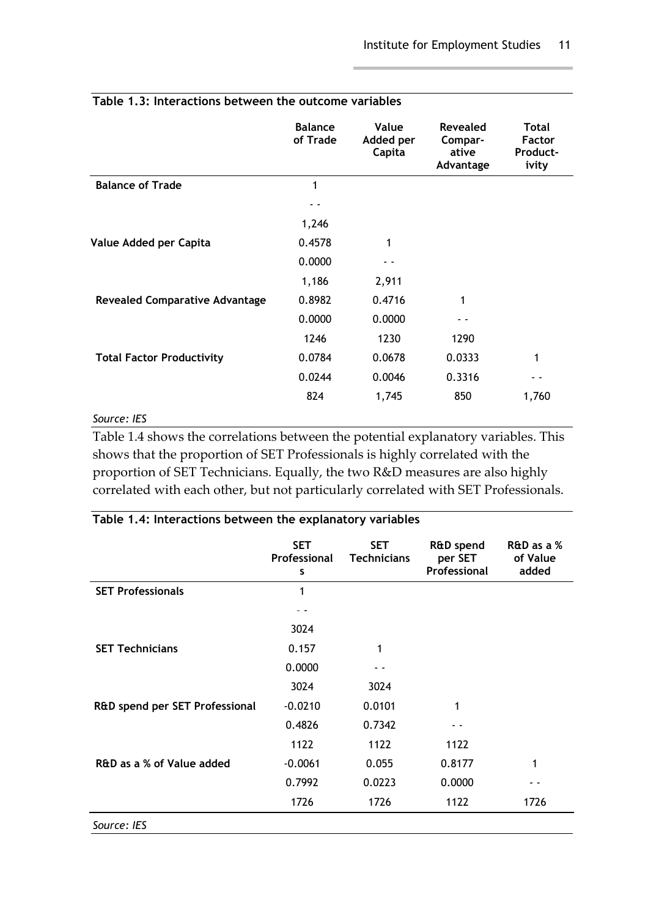**Table 1.3: Interactions between the outcome variables**

| | Balance of Trade | Value Added per Capita | Revealed Compar-ative Advantage | Total Factor Product-ivity |
|---|---|---|---|---|
| **Balance of Trade** | 1 | | | |
| | - - | | | |
| | 1,246 | | | |
| **Value Added per Capita** | 0.4578 | 1 | | |
| | 0.0000 | - - | | |
| | 1,186 | 2,911 | | |
| **Revealed Comparative Advantage** | 0.8982 | 0.4716 | 1 | |
| | 0.0000 | 0.0000 | - - | |
| | 1246 | 1230 | 1290 | |
| **Total Factor Productivity** | 0.0784 | 0.0678 | 0.0333 | 1 |
| | 0.0244 | 0.0046 | 0.3316 | - - |
| | 824 | 1,745 | 850 | 1,760 |

*Source: IES*

Table 1.4 shows the correlations between the potential explanatory variables. This shows that the proportion of SET Professionals is highly correlated with the proportion of SET Technicians. Equally, the two R&D measures are also highly correlated with each other, but not particularly correlated with SET Professionals.

**Table 1.4: Interactions between the explanatory variables**

| | SET Professionals | SET Technicians | R&D spend per SET Professional | R&D as a % of Value added |
|---|---|---|---|---|
| **SET Professionals** | 1 | | | |
| | - - | | | |
| | 3024 | | | |
| **SET Technicians** | 0.157 | 1 | | |
| | 0.0000 | - - | | |
| | 3024 | 3024 | | |
| **R&D spend per SET Professional** | -0.0210 | 0.0101 | 1 | |
| | 0.4826 | 0.7342 | - - | |
| | 1122 | 1122 | 1122 | |
| **R&D as a % of Value added** | -0.0061 | 0.055 | 0.8177 | 1 |
| | 0.7992 | 0.0223 | 0.0000 | - - |
| | 1726 | 1726 | 1122 | 1726 |

*Source: IES*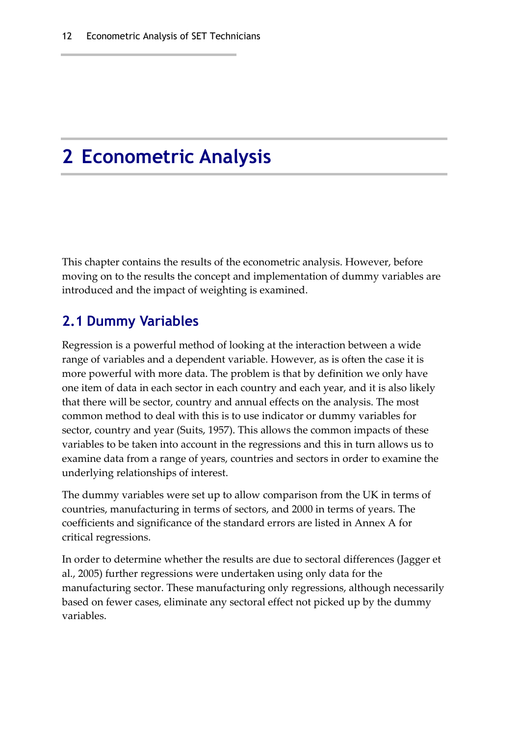# 2 Econometric Analysis

This chapter contains the results of the econometric analysis. However, before moving on to the results the concept and implementation of dummy variables are introduced and the impact of weighting is examined.

## 2.1 Dummy Variables

Regression is a powerful method of looking at the interaction between a wide range of variables and a dependent variable. However, as is often the case it is more powerful with more data. The problem is that by definition we only have one item of data in each sector in each country and each year, and it is also likely that there will be sector, country and annual effects on the analysis. The most common method to deal with this is to use indicator or dummy variables for sector, country and year (Suits, 1957). This allows the common impacts of these variables to be taken into account in the regressions and this in turn allows us to examine data from a range of years, countries and sectors in order to examine the underlying relationships of interest.

The dummy variables were set up to allow comparison from the UK in terms of countries, manufacturing in terms of sectors, and 2000 in terms of years. The coefficients and significance of the standard errors are listed in Annex A for critical regressions.

In order to determine whether the results are due to sectoral differences (Jagger et al., 2005) further regressions were undertaken using only data for the manufacturing sector. These manufacturing only regressions, although necessarily based on fewer cases, eliminate any sectoral effect not picked up by the dummy variables.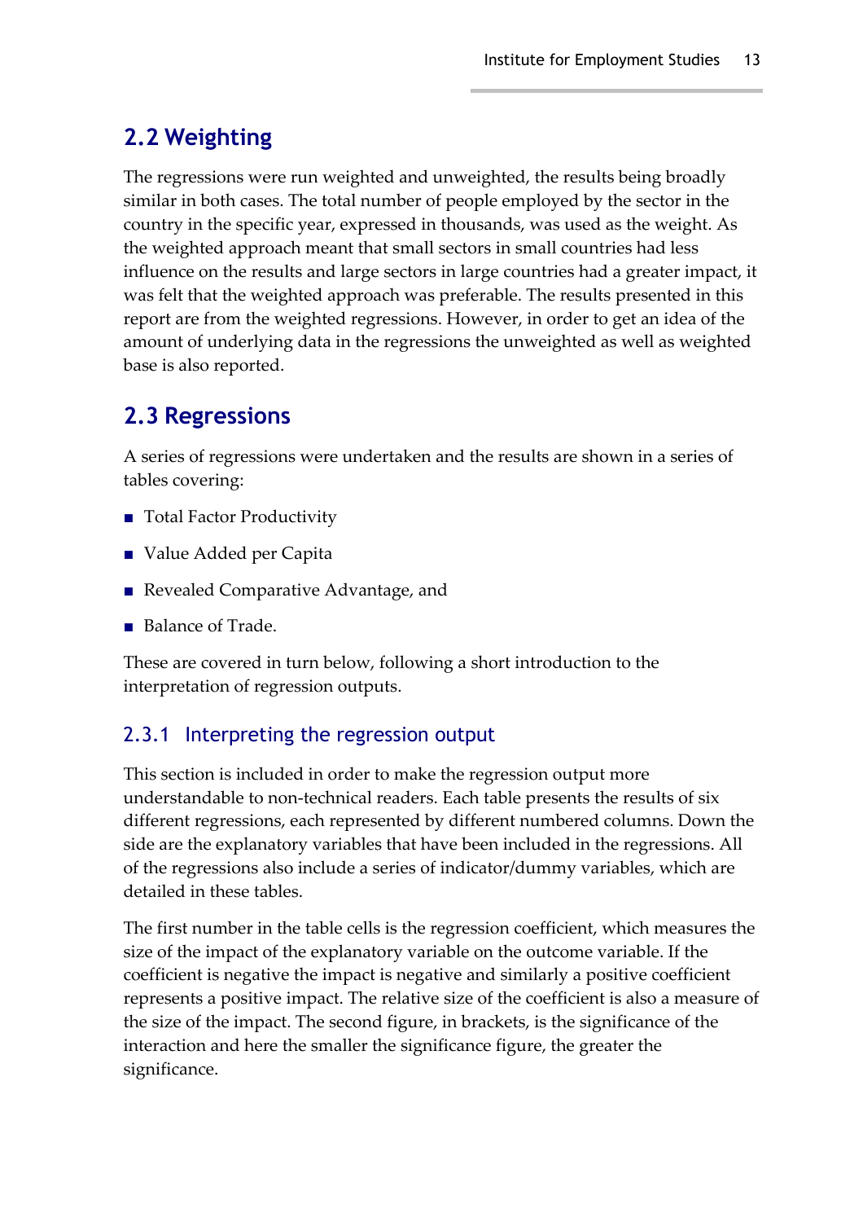## 2.2 Weighting

The regressions were run weighted and unweighted, the results being broadly similar in both cases. The total number of people employed by the sector in the country in the specific year, expressed in thousands, was used as the weight. As the weighted approach meant that small sectors in small countries had less influence on the results and large sectors in large countries had a greater impact, it was felt that the weighted approach was preferable. The results presented in this report are from the weighted regressions. However, in order to get an idea of the amount of underlying data in the regressions the unweighted as well as weighted base is also reported.

## 2.3 Regressions

A series of regressions were undertaken and the results are shown in a series of tables covering:

- Total Factor Productivity
- Value Added per Capita
- Revealed Comparative Advantage, and
- Balance of Trade.

These are covered in turn below, following a short introduction to the interpretation of regression outputs.

### 2.3.1 Interpreting the regression output

This section is included in order to make the regression output more understandable to non-technical readers. Each table presents the results of six different regressions, each represented by different numbered columns. Down the side are the explanatory variables that have been included in the regressions. All of the regressions also include a series of indicator/dummy variables, which are detailed in these tables.

The first number in the table cells is the regression coefficient, which measures the size of the impact of the explanatory variable on the outcome variable. If the coefficient is negative the impact is negative and similarly a positive coefficient represents a positive impact. The relative size of the coefficient is also a measure of the size of the impact. The second figure, in brackets, is the significance of the interaction and here the smaller the significance figure, the greater the significance.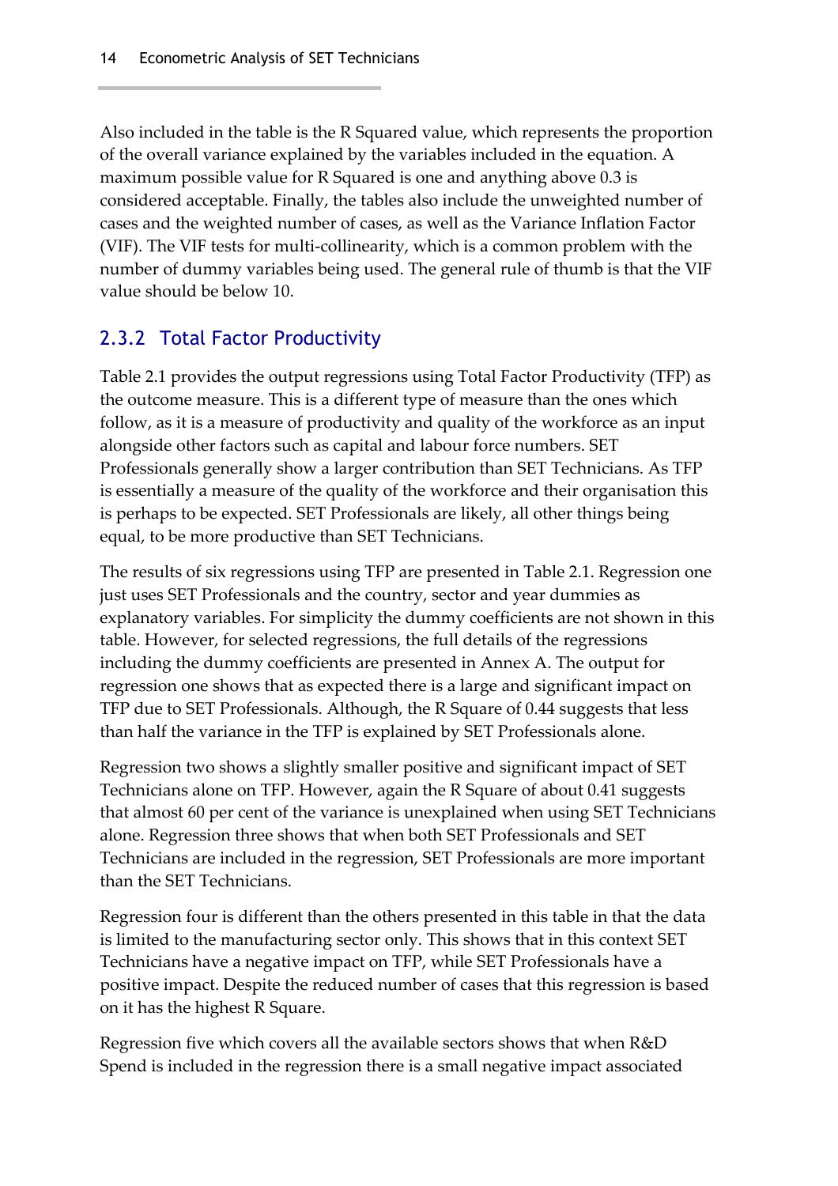Also included in the table is the R Squared value, which represents the proportion of the overall variance explained by the variables included in the equation. A maximum possible value for R Squared is one and anything above 0.3 is considered acceptable. Finally, the tables also include the unweighted number of cases and the weighted number of cases, as well as the Variance Inflation Factor (VIF). The VIF tests for multi-collinearity, which is a common problem with the number of dummy variables being used. The general rule of thumb is that the VIF value should be below 10.

### 2.3.2 Total Factor Productivity

Table 2.1 provides the output regressions using Total Factor Productivity (TFP) as the outcome measure. This is a different type of measure than the ones which follow, as it is a measure of productivity and quality of the workforce as an input alongside other factors such as capital and labour force numbers. SET Professionals generally show a larger contribution than SET Technicians. As TFP is essentially a measure of the quality of the workforce and their organisation this is perhaps to be expected. SET Professionals are likely, all other things being equal, to be more productive than SET Technicians.

The results of six regressions using TFP are presented in Table 2.1. Regression one just uses SET Professionals and the country, sector and year dummies as explanatory variables. For simplicity the dummy coefficients are not shown in this table. However, for selected regressions, the full details of the regressions including the dummy coefficients are presented in Annex A. The output for regression one shows that as expected there is a large and significant impact on TFP due to SET Professionals. Although, the R Square of 0.44 suggests that less than half the variance in the TFP is explained by SET Professionals alone.

Regression two shows a slightly smaller positive and significant impact of SET Technicians alone on TFP. However, again the R Square of about 0.41 suggests that almost 60 per cent of the variance is unexplained when using SET Technicians alone. Regression three shows that when both SET Professionals and SET Technicians are included in the regression, SET Professionals are more important than the SET Technicians.

Regression four is different than the others presented in this table in that the data is limited to the manufacturing sector only. This shows that in this context SET Technicians have a negative impact on TFP, while SET Professionals have a positive impact. Despite the reduced number of cases that this regression is based on it has the highest R Square.

Regression five which covers all the available sectors shows that when R&D Spend is included in the regression there is a small negative impact associated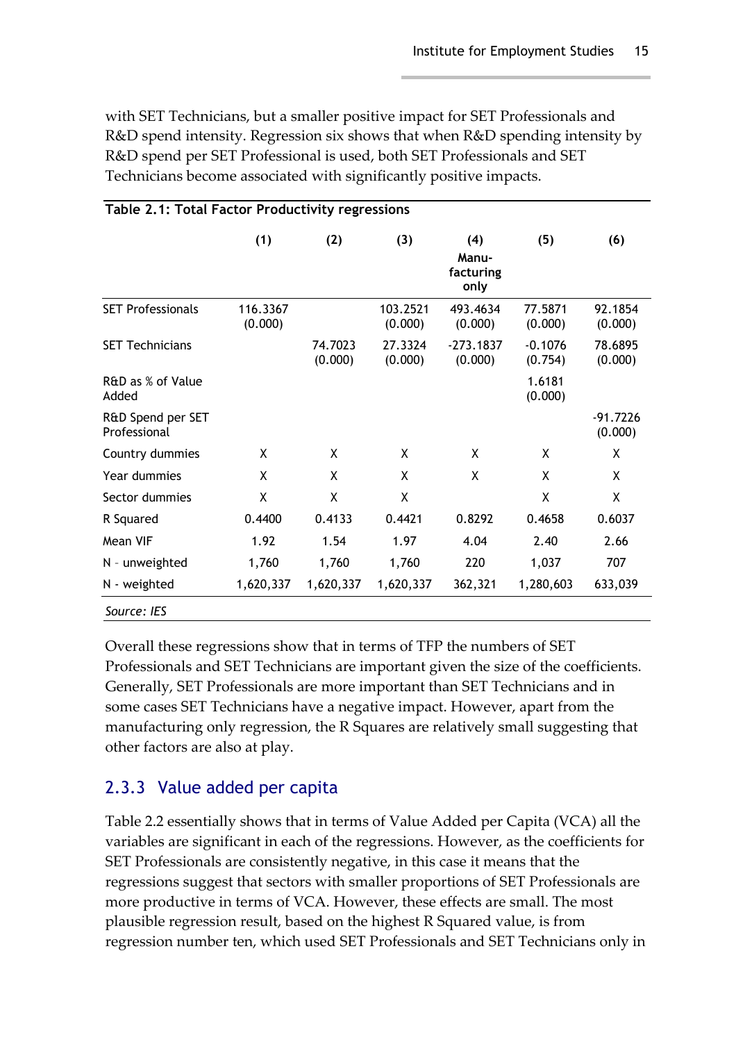with SET Technicians, but a smaller positive impact for SET Professionals and R&D spend intensity. Regression six shows that when R&D spending intensity by R&D spend per SET Professional is used, both SET Professionals and SET Technicians become associated with significantly positive impacts.

**Table 2.1: Total Factor Productivity regressions**

| | (1) | (2) | (3) | (4) Manu-facturing only | (5) | (6) |
|---|---|---|---|---|---|---|
| SET Professionals | 116.3367 (0.000) | | 103.2521 (0.000) | 493.4634 (0.000) | 77.5871 (0.000) | 92.1854 (0.000) |
| SET Technicians | | 74.7023 (0.000) | 27.3324 (0.000) | -273.1837 (0.000) | -0.1076 (0.754) | 78.6895 (0.000) |
| R&D as % of Value Added | | | | | 1.6181 (0.000) | |
| R&D Spend per SET Professional | | | | | | -91.7226 (0.000) |
| Country dummies | X | X | X | X | X | X |
| Year dummies | X | X | X | X | X | X |
| Sector dummies | X | X | X | | X | X |
| R Squared | 0.4400 | 0.4133 | 0.4421 | 0.8292 | 0.4658 | 0.6037 |
| Mean VIF | 1.92 | 1.54 | 1.97 | 4.04 | 2.40 | 2.66 |
| N - unweighted | 1,760 | 1,760 | 1,760 | 220 | 1,037 | 707 |
| N - weighted | 1,620,337 | 1,620,337 | 1,620,337 | 362,321 | 1,280,603 | 633,039 |

*Source: IES*

Overall these regressions show that in terms of TFP the numbers of SET Professionals and SET Technicians are important given the size of the coefficients. Generally, SET Professionals are more important than SET Technicians and in some cases SET Technicians have a negative impact. However, apart from the manufacturing only regression, the R Squares are relatively small suggesting that other factors are also at play.

### 2.3.3 Value added per capita

Table 2.2 essentially shows that in terms of Value Added per Capita (VCA) all the variables are significant in each of the regressions. However, as the coefficients for SET Professionals are consistently negative, in this case it means that the regressions suggest that sectors with smaller proportions of SET Professionals are more productive in terms of VCA. However, these effects are small. The most plausible regression result, based on the highest R Squared value, is from regression number ten, which used SET Professionals and SET Technicians only in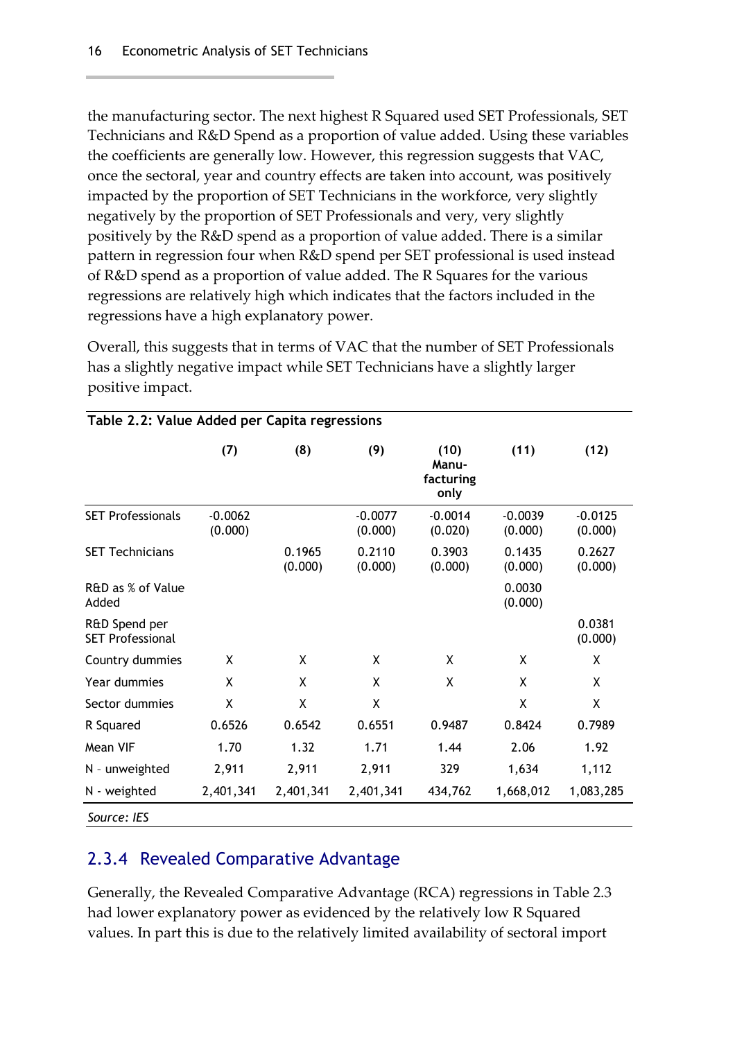the manufacturing sector. The next highest R Squared used SET Professionals, SET Technicians and R&D Spend as a proportion of value added. Using these variables the coefficients are generally low. However, this regression suggests that VAC, once the sectoral, year and country effects are taken into account, was positively impacted by the proportion of SET Technicians in the workforce, very slightly negatively by the proportion of SET Professionals and very, very slightly positively by the R&D spend as a proportion of value added. There is a similar pattern in regression four when R&D spend per SET professional is used instead of R&D spend as a proportion of value added. The R Squares for the various regressions are relatively high which indicates that the factors included in the regressions have a high explanatory power.

Overall, this suggests that in terms of VAC that the number of SET Professionals has a slightly negative impact while SET Technicians have a slightly larger positive impact.

**Table 2.2: Value Added per Capita regressions**

| | (7) | (8) | (9) | (10) Manu-facturing only | (11) | (12) |
|---|---|---|---|---|---|---|
| SET Professionals | -0.0062 (0.000) | | -0.0077 (0.000) | -0.0014 (0.020) | -0.0039 (0.000) | -0.0125 (0.000) |
| SET Technicians | | 0.1965 (0.000) | 0.2110 (0.000) | 0.3903 (0.000) | 0.1435 (0.000) | 0.2627 (0.000) |
| R&D as % of Value Added | | | | | 0.0030 (0.000) | |
| R&D Spend per SET Professional | | | | | | 0.0381 (0.000) |
| Country dummies | X | X | X | X | X | X |
| Year dummies | X | X | X | X | X | X |
| Sector dummies | X | X | X | | X | X |
| R Squared | 0.6526 | 0.6542 | 0.6551 | 0.9487 | 0.8424 | 0.7989 |
| Mean VIF | 1.70 | 1.32 | 1.71 | 1.44 | 2.06 | 1.92 |
| N - unweighted | 2,911 | 2,911 | 2,911 | 329 | 1,634 | 1,112 |
| N - weighted | 2,401,341 | 2,401,341 | 2,401,341 | 434,762 | 1,668,012 | 1,083,285 |

*Source: IES*

## 2.3.4 Revealed Comparative Advantage

Generally, the Revealed Comparative Advantage (RCA) regressions in Table 2.3 had lower explanatory power as evidenced by the relatively low R Squared values. In part this is due to the relatively limited availability of sectoral import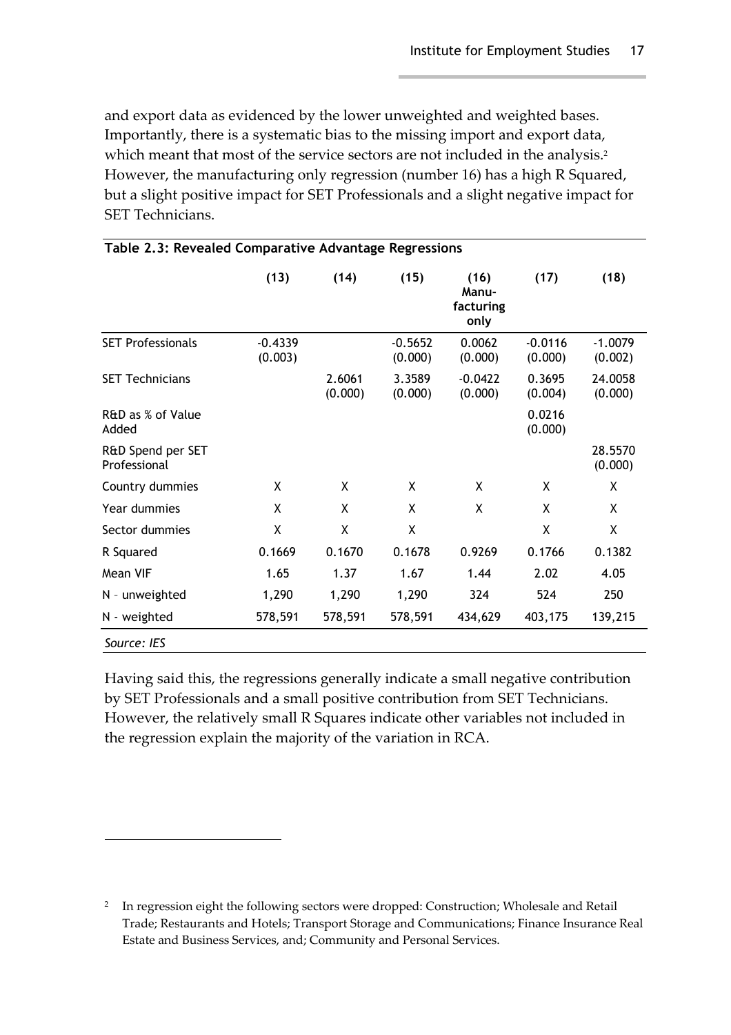and export data as evidenced by the lower unweighted and weighted bases. Importantly, there is a systematic bias to the missing import and export data, which meant that most of the service sectors are not included in the analysis.[2] However, the manufacturing only regression (number 16) has a high R Squared, but a slight positive impact for SET Professionals and a slight negative impact for SET Technicians.

**Table 2.3: Revealed Comparative Advantage Regressions**

| | (13) | (14) | (15) | (16) Manu-facturing only | (17) | (18) |
|---|---|---|---|---|---|---|
| SET Professionals | -0.4339 (0.003) | | -0.5652 (0.000) | 0.0062 (0.000) | -0.0116 (0.000) | -1.0079 (0.002) |
| SET Technicians | | 2.6061 (0.000) | 3.3589 (0.000) | -0.0422 (0.000) | 0.3695 (0.004) | 24.0058 (0.000) |
| R&D as % of Value Added | | | | | 0.0216 (0.000) | |
| R&D Spend per SET Professional | | | | | | 28.5570 (0.000) |
| Country dummies | X | X | X | X | X | X |
| Year dummies | X | X | X | X | X | X |
| Sector dummies | X | X | X | | X | X |
| R Squared | 0.1669 | 0.1670 | 0.1678 | 0.9269 | 0.1766 | 0.1382 |
| Mean VIF | 1.65 | 1.37 | 1.67 | 1.44 | 2.02 | 4.05 |
| N - unweighted | 1,290 | 1,290 | 1,290 | 324 | 524 | 250 |
| N - weighted | 578,591 | 578,591 | 578,591 | 434,629 | 403,175 | 139,215 |

*Source: IES*

Having said this, the regressions generally indicate a small negative contribution by SET Professionals and a small positive contribution from SET Technicians. However, the relatively small R Squares indicate other variables not included in the regression explain the majority of the variation in RCA.

[2] In regression eight the following sectors were dropped: Construction; Wholesale and Retail Trade; Restaurants and Hotels; Transport Storage and Communications; Finance Insurance Real Estate and Business Services, and; Community and Personal Services.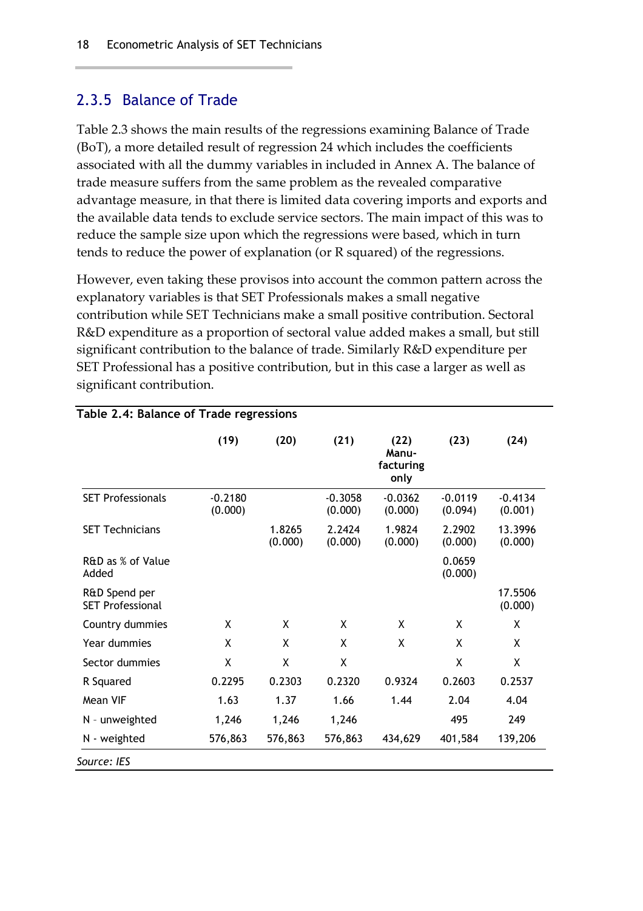## 2.3.5 Balance of Trade

Table 2.3 shows the main results of the regressions examining Balance of Trade (BoT), a more detailed result of regression 24 which includes the coefficients associated with all the dummy variables in included in Annex A. The balance of trade measure suffers from the same problem as the revealed comparative advantage measure, in that there is limited data covering imports and exports and the available data tends to exclude service sectors. The main impact of this was to reduce the sample size upon which the regressions were based, which in turn tends to reduce the power of explanation (or R squared) of the regressions.

However, even taking these provisos into account the common pattern across the explanatory variables is that SET Professionals makes a small negative contribution while SET Technicians make a small positive contribution. Sectoral R&D expenditure as a proportion of sectoral value added makes a small, but still significant contribution to the balance of trade. Similarly R&D expenditure per SET Professional has a positive contribution, but in this case a larger as well as significant contribution.

**Table 2.4: Balance of Trade regressions**

| | (19) | (20) | (21) | (22) Manu-facturing only | (23) | (24) |
|---|---|---|---|---|---|---|
| SET Professionals | -0.2180 (0.000) | | -0.3058 (0.000) | -0.0362 (0.000) | -0.0119 (0.094) | -0.4134 (0.001) |
| SET Technicians | | 1.8265 (0.000) | 2.2424 (0.000) | 1.9824 (0.000) | 2.2902 (0.000) | 13.3996 (0.000) |
| R&D as % of Value Added | | | | | 0.0659 (0.000) | |
| R&D Spend per SET Professional | | | | | | 17.5506 (0.000) |
| Country dummies | X | X | X | X | X | X |
| Year dummies | X | X | X | X | X | X |
| Sector dummies | X | X | X | | X | X |
| R Squared | 0.2295 | 0.2303 | 0.2320 | 0.9324 | 0.2603 | 0.2537 |
| Mean VIF | 1.63 | 1.37 | 1.66 | 1.44 | 2.04 | 4.04 |
| N - unweighted | 1,246 | 1,246 | 1,246 | | 495 | 249 |
| N - weighted | 576,863 | 576,863 | 576,863 | 434,629 | 401,584 | 139,206 |

*Source: IES*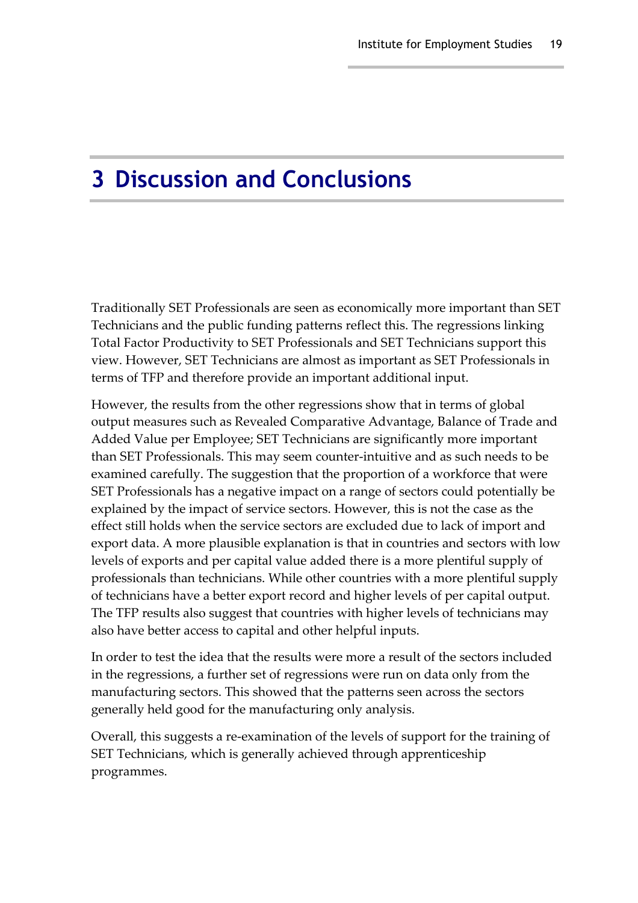# 3 Discussion and Conclusions

Traditionally SET Professionals are seen as economically more important than SET Technicians and the public funding patterns reflect this. The regressions linking Total Factor Productivity to SET Professionals and SET Technicians support this view. However, SET Technicians are almost as important as SET Professionals in terms of TFP and therefore provide an important additional input.

However, the results from the other regressions show that in terms of global output measures such as Revealed Comparative Advantage, Balance of Trade and Added Value per Employee; SET Technicians are significantly more important than SET Professionals. This may seem counter-intuitive and as such needs to be examined carefully. The suggestion that the proportion of a workforce that were SET Professionals has a negative impact on a range of sectors could potentially be explained by the impact of service sectors. However, this is not the case as the effect still holds when the service sectors are excluded due to lack of import and export data. A more plausible explanation is that in countries and sectors with low levels of exports and per capital value added there is a more plentiful supply of professionals than technicians. While other countries with a more plentiful supply of technicians have a better export record and higher levels of per capital output. The TFP results also suggest that countries with higher levels of technicians may also have better access to capital and other helpful inputs.

In order to test the idea that the results were more a result of the sectors included in the regressions, a further set of regressions were run on data only from the manufacturing sectors. This showed that the patterns seen across the sectors generally held good for the manufacturing only analysis.

Overall, this suggests a re-examination of the levels of support for the training of SET Technicians, which is generally achieved through apprenticeship programmes.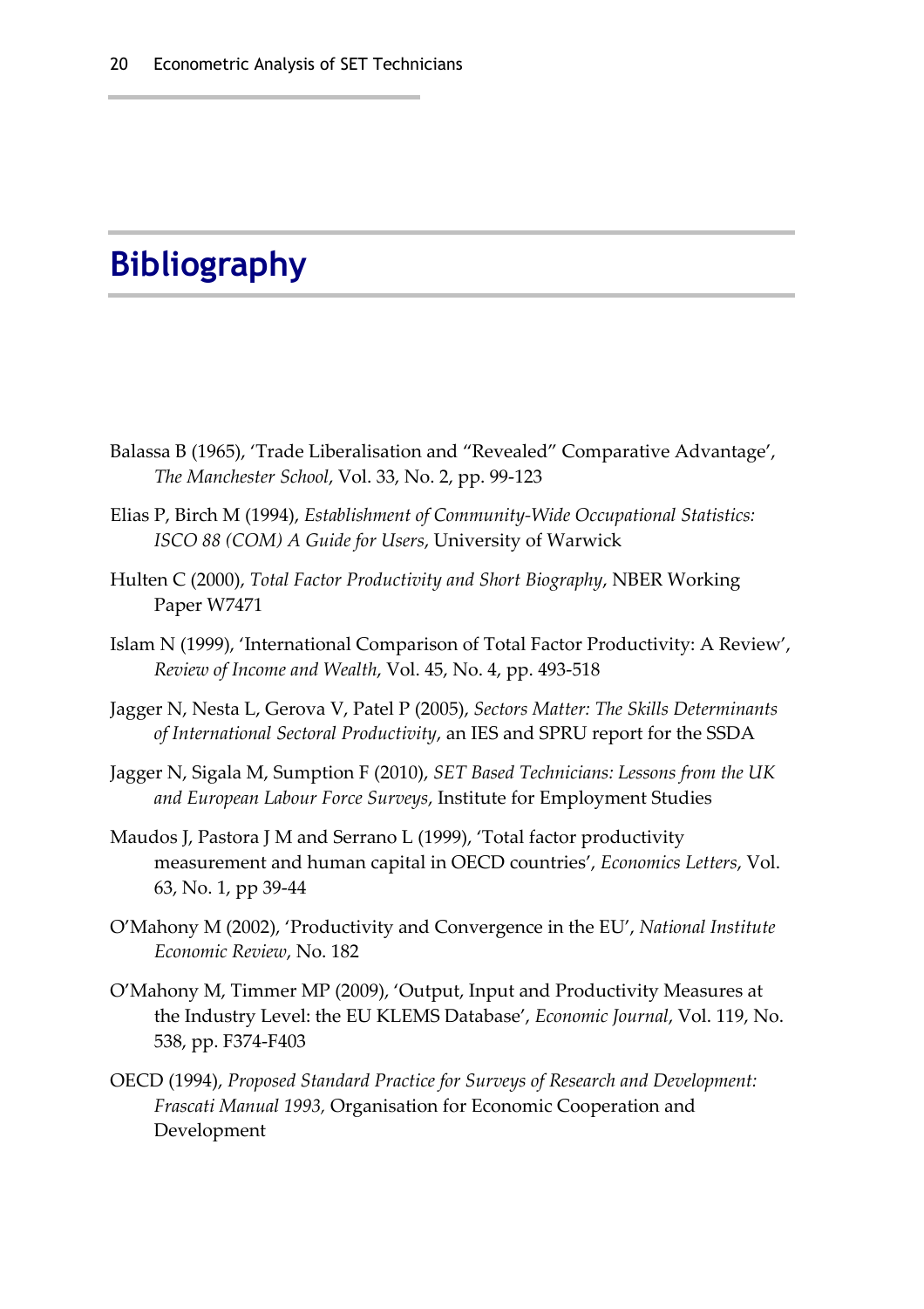# Bibliography

Balassa B (1965), 'Trade Liberalisation and "Revealed" Comparative Advantage', *The Manchester School*, Vol. 33, No. 2, pp. 99-123

Elias P, Birch M (1994), *Establishment of Community-Wide Occupational Statistics: ISCO 88 (COM) A Guide for Users*, University of Warwick

Hulten C (2000), *Total Factor Productivity and Short Biography*, NBER Working Paper W7471

Islam N (1999), 'International Comparison of Total Factor Productivity: A Review', *Review of Income and Wealth*, Vol. 45, No. 4, pp. 493-518

Jagger N, Nesta L, Gerova V, Patel P (2005), *Sectors Matter: The Skills Determinants of International Sectoral Productivity*, an IES and SPRU report for the SSDA

Jagger N, Sigala M, Sumption F (2010), *SET Based Technicians: Lessons from the UK and European Labour Force Surveys*, Institute for Employment Studies

Maudos J, Pastora J M and Serrano L (1999), 'Total factor productivity measurement and human capital in OECD countries', *Economics Letters*, Vol. 63, No. 1, pp 39-44

O'Mahony M (2002), 'Productivity and Convergence in the EU', *National Institute Economic Review*, No. 182

O'Mahony M, Timmer MP (2009), 'Output, Input and Productivity Measures at the Industry Level: the EU KLEMS Database', *Economic Journal*, Vol. 119, No. 538, pp. F374-F403

OECD (1994), *Proposed Standard Practice for Surveys of Research and Development: Frascati Manual 1993,* Organisation for Economic Cooperation and Development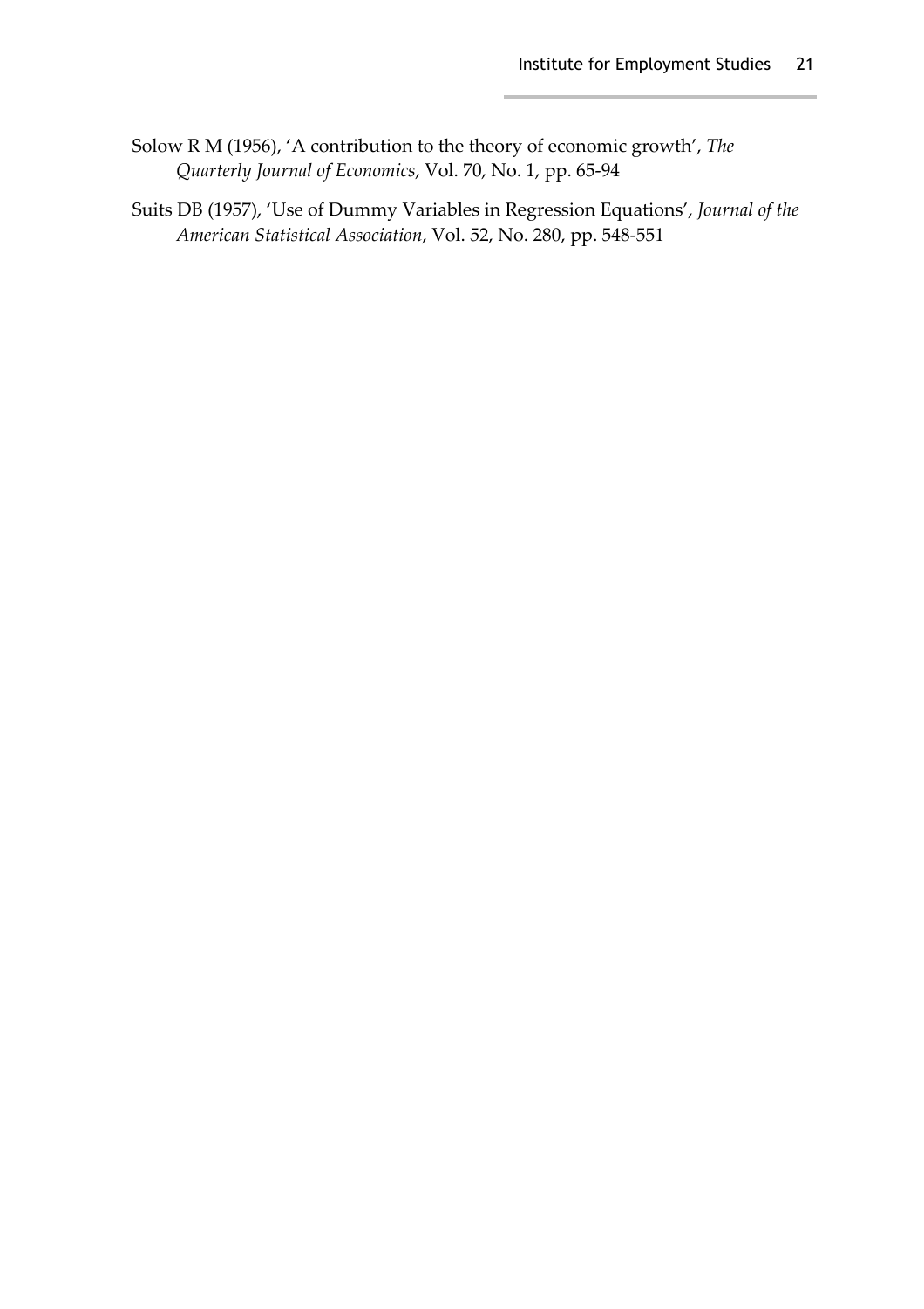Solow R M (1956), 'A contribution to the theory of economic growth', *The Quarterly Journal of Economics*, Vol. 70, No. 1, pp. 65-94

Suits DB (1957), 'Use of Dummy Variables in Regression Equations', *Journal of the American Statistical Association*, Vol. 52, No. 280, pp. 548-551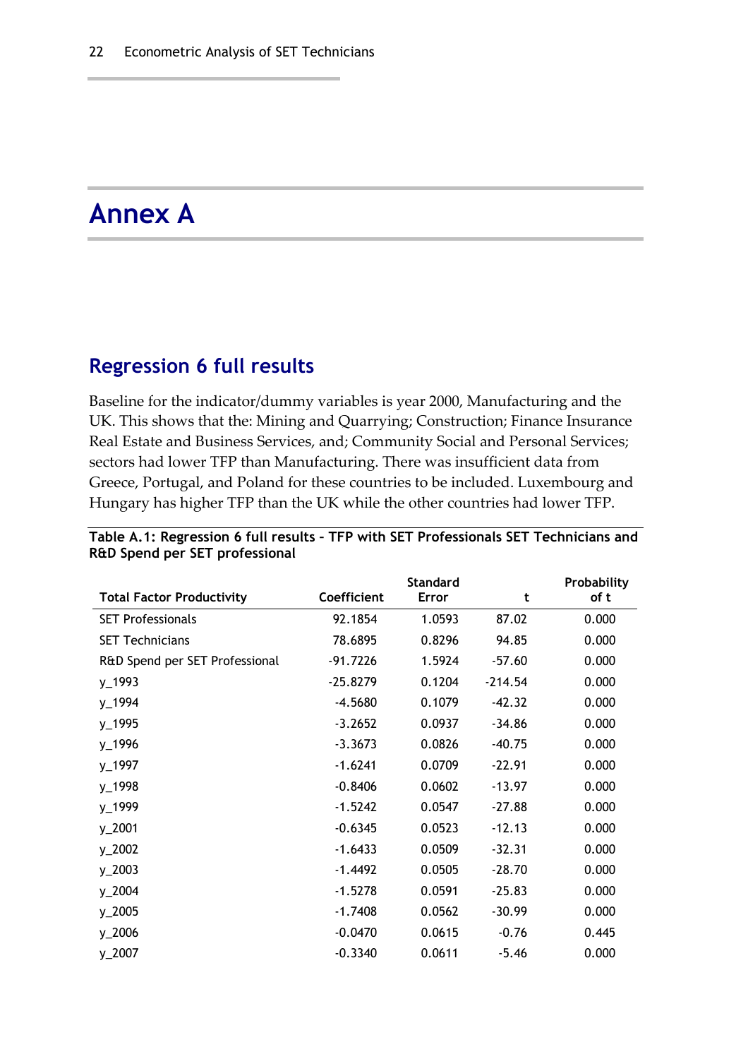# Annex A

## Regression 6 full results

Baseline for the indicator/dummy variables is year 2000, Manufacturing and the UK. This shows that the: Mining and Quarrying; Construction; Finance Insurance Real Estate and Business Services, and; Community Social and Personal Services; sectors had lower TFP than Manufacturing. There was insufficient data from Greece, Portugal, and Poland for these countries to be included. Luxembourg and Hungary has higher TFP than the UK while the other countries had lower TFP.

**Table A.1: Regression 6 full results – TFP with SET Professionals SET Technicians and R&D Spend per SET professional**

| Total Factor Productivity | Coefficient | Standard Error | t | Probability of t |
|---|---|---|---|---|
| SET Professionals | 92.1854 | 1.0593 | 87.02 | 0.000 |
| SET Technicians | 78.6895 | 0.8296 | 94.85 | 0.000 |
| R&D Spend per SET Professional | -91.7226 | 1.5924 | -57.60 | 0.000 |
| y_1993 | -25.8279 | 0.1204 | -214.54 | 0.000 |
| y_1994 | -4.5680 | 0.1079 | -42.32 | 0.000 |
| y_1995 | -3.2652 | 0.0937 | -34.86 | 0.000 |
| y_1996 | -3.3673 | 0.0826 | -40.75 | 0.000 |
| y_1997 | -1.6241 | 0.0709 | -22.91 | 0.000 |
| y_1998 | -0.8406 | 0.0602 | -13.97 | 0.000 |
| y_1999 | -1.5242 | 0.0547 | -27.88 | 0.000 |
| y_2001 | -0.6345 | 0.0523 | -12.13 | 0.000 |
| y_2002 | -1.6433 | 0.0509 | -32.31 | 0.000 |
| y_2003 | -1.4492 | 0.0505 | -28.70 | 0.000 |
| y_2004 | -1.5278 | 0.0591 | -25.83 | 0.000 |
| y_2005 | -1.7408 | 0.0562 | -30.99 | 0.000 |
| y_2006 | -0.0470 | 0.0615 | -0.76 | 0.445 |
| y_2007 | -0.3340 | 0.0611 | -5.46 | 0.000 |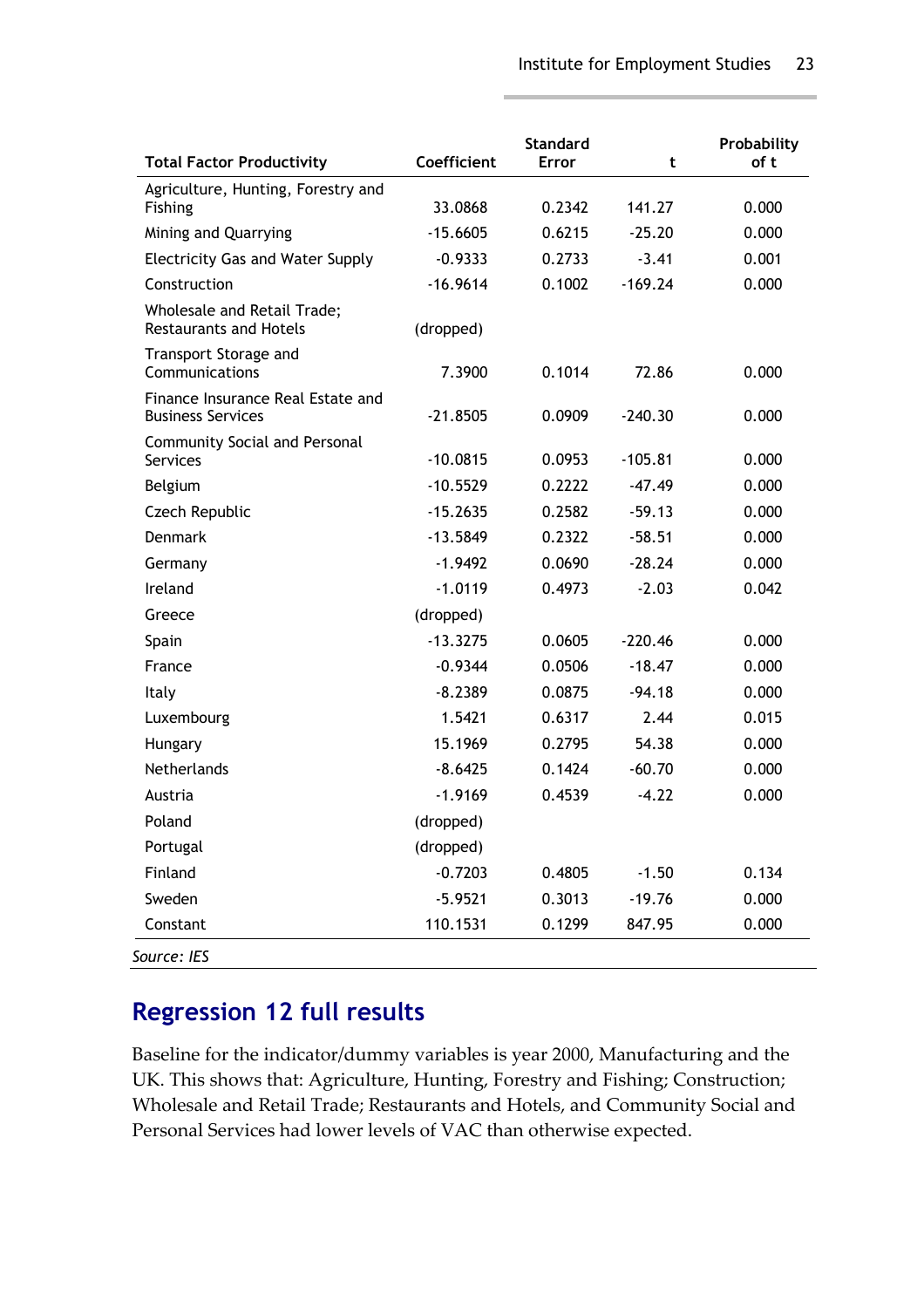| Total Factor Productivity | Coefficient | Standard Error | t | Probability of t |
|---|---|---|---|---|
| Agriculture, Hunting, Forestry and Fishing | 33.0868 | 0.2342 | 141.27 | 0.000 |
| Mining and Quarrying | -15.6605 | 0.6215 | -25.20 | 0.000 |
| Electricity Gas and Water Supply | -0.9333 | 0.2733 | -3.41 | 0.001 |
| Construction | -16.9614 | 0.1002 | -169.24 | 0.000 |
| Wholesale and Retail Trade; Restaurants and Hotels | (dropped) | | | |
| Transport Storage and Communications | 7.3900 | 0.1014 | 72.86 | 0.000 |
| Finance Insurance Real Estate and Business Services | -21.8505 | 0.0909 | -240.30 | 0.000 |
| Community Social and Personal Services | -10.0815 | 0.0953 | -105.81 | 0.000 |
| Belgium | -10.5529 | 0.2222 | -47.49 | 0.000 |
| Czech Republic | -15.2635 | 0.2582 | -59.13 | 0.000 |
| Denmark | -13.5849 | 0.2322 | -58.51 | 0.000 |
| Germany | -1.9492 | 0.0690 | -28.24 | 0.000 |
| Ireland | -1.0119 | 0.4973 | -2.03 | 0.042 |
| Greece | (dropped) | | | |
| Spain | -13.3275 | 0.0605 | -220.46 | 0.000 |
| France | -0.9344 | 0.0506 | -18.47 | 0.000 |
| Italy | -8.2389 | 0.0875 | -94.18 | 0.000 |
| Luxembourg | 1.5421 | 0.6317 | 2.44 | 0.015 |
| Hungary | 15.1969 | 0.2795 | 54.38 | 0.000 |
| Netherlands | -8.6425 | 0.1424 | -60.70 | 0.000 |
| Austria | -1.9169 | 0.4539 | -4.22 | 0.000 |
| Poland | (dropped) | | | |
| Portugal | (dropped) | | | |
| Finland | -0.7203 | 0.4805 | -1.50 | 0.134 |
| Sweden | -5.9521 | 0.3013 | -19.76 | 0.000 |
| Constant | 110.1531 | 0.1299 | 847.95 | 0.000 |

*Source: IES*

## Regression 12 full results

Baseline for the indicator/dummy variables is year 2000, Manufacturing and the UK. This shows that: Agriculture, Hunting, Forestry and Fishing; Construction; Wholesale and Retail Trade; Restaurants and Hotels, and Community Social and Personal Services had lower levels of VAC than otherwise expected.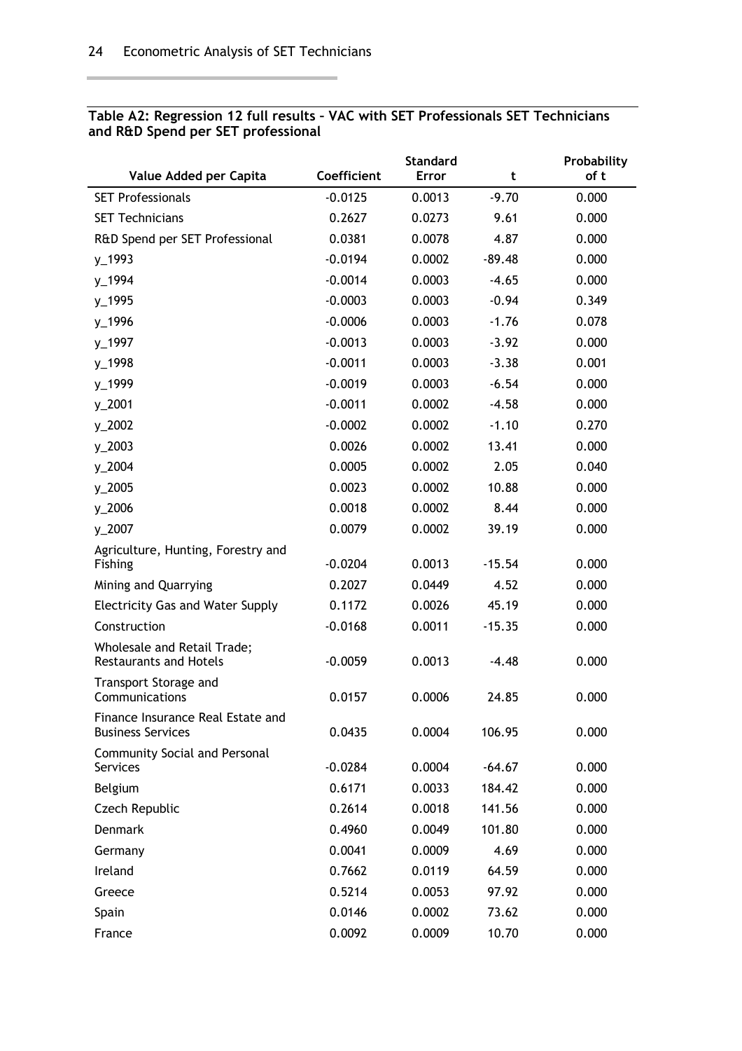**Table A2: Regression 12 full results – VAC with SET Professionals SET Technicians and R&D Spend per SET professional**

| Value Added per Capita | Coefficient | Standard Error | t | Probability of t |
|---|---|---|---|---|
| SET Professionals | -0.0125 | 0.0013 | -9.70 | 0.000 |
| SET Technicians | 0.2627 | 0.0273 | 9.61 | 0.000 |
| R&D Spend per SET Professional | 0.0381 | 0.0078 | 4.87 | 0.000 |
| y_1993 | -0.0194 | 0.0002 | -89.48 | 0.000 |
| y_1994 | -0.0014 | 0.0003 | -4.65 | 0.000 |
| y_1995 | -0.0003 | 0.0003 | -0.94 | 0.349 |
| y_1996 | -0.0006 | 0.0003 | -1.76 | 0.078 |
| y_1997 | -0.0013 | 0.0003 | -3.92 | 0.000 |
| y_1998 | -0.0011 | 0.0003 | -3.38 | 0.001 |
| y_1999 | -0.0019 | 0.0003 | -6.54 | 0.000 |
| y_2001 | -0.0011 | 0.0002 | -4.58 | 0.000 |
| y_2002 | -0.0002 | 0.0002 | -1.10 | 0.270 |
| y_2003 | 0.0026 | 0.0002 | 13.41 | 0.000 |
| y_2004 | 0.0005 | 0.0002 | 2.05 | 0.040 |
| y_2005 | 0.0023 | 0.0002 | 10.88 | 0.000 |
| y_2006 | 0.0018 | 0.0002 | 8.44 | 0.000 |
| y_2007 | 0.0079 | 0.0002 | 39.19 | 0.000 |
| Agriculture, Hunting, Forestry and Fishing | -0.0204 | 0.0013 | -15.54 | 0.000 |
| Mining and Quarrying | 0.2027 | 0.0449 | 4.52 | 0.000 |
| Electricity Gas and Water Supply | 0.1172 | 0.0026 | 45.19 | 0.000 |
| Construction | -0.0168 | 0.0011 | -15.35 | 0.000 |
| Wholesale and Retail Trade; Restaurants and Hotels | -0.0059 | 0.0013 | -4.48 | 0.000 |
| Transport Storage and Communications | 0.0157 | 0.0006 | 24.85 | 0.000 |
| Finance Insurance Real Estate and Business Services | 0.0435 | 0.0004 | 106.95 | 0.000 |
| Community Social and Personal Services | -0.0284 | 0.0004 | -64.67 | 0.000 |
| Belgium | 0.6171 | 0.0033 | 184.42 | 0.000 |
| Czech Republic | 0.2614 | 0.0018 | 141.56 | 0.000 |
| Denmark | 0.4960 | 0.0049 | 101.80 | 0.000 |
| Germany | 0.0041 | 0.0009 | 4.69 | 0.000 |
| Ireland | 0.7662 | 0.0119 | 64.59 | 0.000 |
| Greece | 0.5214 | 0.0053 | 97.92 | 0.000 |
| Spain | 0.0146 | 0.0002 | 73.62 | 0.000 |
| France | 0.0092 | 0.0009 | 10.70 | 0.000 |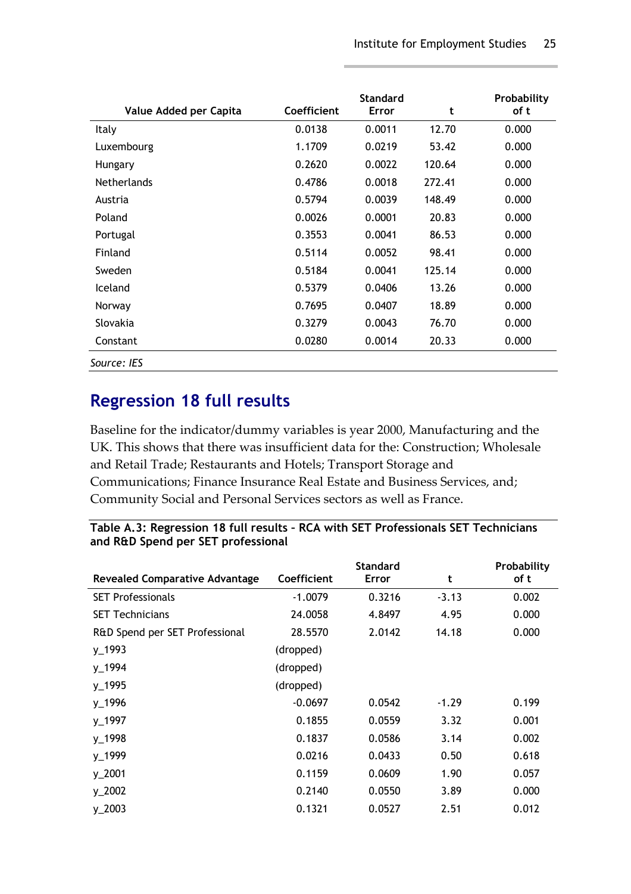| Value Added per Capita | Coefficient | Standard Error | t | Probability of t |
|---|---|---|---|---|
| Italy | 0.0138 | 0.0011 | 12.70 | 0.000 |
| Luxembourg | 1.1709 | 0.0219 | 53.42 | 0.000 |
| Hungary | 0.2620 | 0.0022 | 120.64 | 0.000 |
| Netherlands | 0.4786 | 0.0018 | 272.41 | 0.000 |
| Austria | 0.5794 | 0.0039 | 148.49 | 0.000 |
| Poland | 0.0026 | 0.0001 | 20.83 | 0.000 |
| Portugal | 0.3553 | 0.0041 | 86.53 | 0.000 |
| Finland | 0.5114 | 0.0052 | 98.41 | 0.000 |
| Sweden | 0.5184 | 0.0041 | 125.14 | 0.000 |
| Iceland | 0.5379 | 0.0406 | 13.26 | 0.000 |
| Norway | 0.7695 | 0.0407 | 18.89 | 0.000 |
| Slovakia | 0.3279 | 0.0043 | 76.70 | 0.000 |
| Constant | 0.0280 | 0.0014 | 20.33 | 0.000 |

*Source: IES*

## Regression 18 full results

Baseline for the indicator/dummy variables is year 2000, Manufacturing and the UK. This shows that there was insufficient data for the: Construction; Wholesale and Retail Trade; Restaurants and Hotels; Transport Storage and Communications; Finance Insurance Real Estate and Business Services, and; Community Social and Personal Services sectors as well as France.

**Table A.3: Regression 18 full results – RCA with SET Professionals SET Technicians and R&D Spend per SET professional**

| Revealed Comparative Advantage | Coefficient | Standard Error | t | Probability of t |
|---|---|---|---|---|
| SET Professionals | -1.0079 | 0.3216 | -3.13 | 0.002 |
| SET Technicians | 24.0058 | 4.8497 | 4.95 | 0.000 |
| R&D Spend per SET Professional | 28.5570 | 2.0142 | 14.18 | 0.000 |
| y_1993 | (dropped) | | | |
| y_1994 | (dropped) | | | |
| y_1995 | (dropped) | | | |
| y_1996 | -0.0697 | 0.0542 | -1.29 | 0.199 |
| y_1997 | 0.1855 | 0.0559 | 3.32 | 0.001 |
| y_1998 | 0.1837 | 0.0586 | 3.14 | 0.002 |
| y_1999 | 0.0216 | 0.0433 | 0.50 | 0.618 |
| y_2001 | 0.1159 | 0.0609 | 1.90 | 0.057 |
| y_2002 | 0.2140 | 0.0550 | 3.89 | 0.000 |
| y_2003 | 0.1321 | 0.0527 | 2.51 | 0.012 |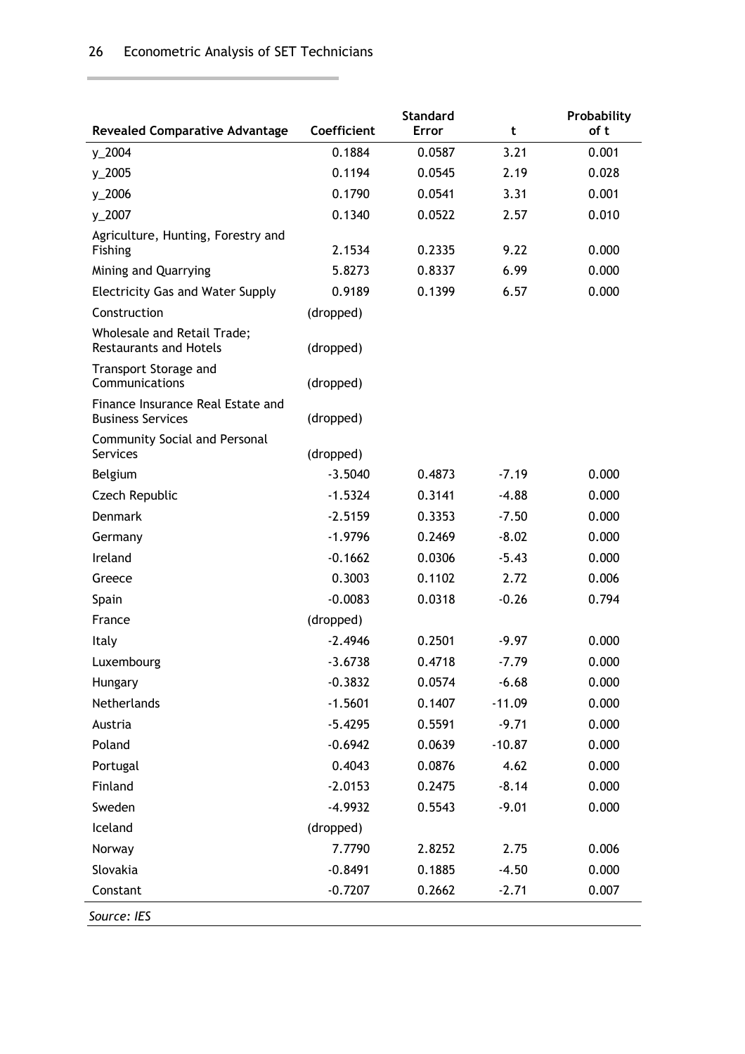| Revealed Comparative Advantage | Coefficient | Standard Error | t | Probability of t |
|---|---|---|---|---|
| y_2004 | 0.1884 | 0.0587 | 3.21 | 0.001 |
| y_2005 | 0.1194 | 0.0545 | 2.19 | 0.028 |
| y_2006 | 0.1790 | 0.0541 | 3.31 | 0.001 |
| y_2007 | 0.1340 | 0.0522 | 2.57 | 0.010 |
| Agriculture, Hunting, Forestry and Fishing | 2.1534 | 0.2335 | 9.22 | 0.000 |
| Mining and Quarrying | 5.8273 | 0.8337 | 6.99 | 0.000 |
| Electricity Gas and Water Supply | 0.9189 | 0.1399 | 6.57 | 0.000 |
| Construction | (dropped) | | | |
| Wholesale and Retail Trade; Restaurants and Hotels | (dropped) | | | |
| Transport Storage and Communications | (dropped) | | | |
| Finance Insurance Real Estate and Business Services | (dropped) | | | |
| Community Social and Personal Services | (dropped) | | | |
| Belgium | -3.5040 | 0.4873 | -7.19 | 0.000 |
| Czech Republic | -1.5324 | 0.3141 | -4.88 | 0.000 |
| Denmark | -2.5159 | 0.3353 | -7.50 | 0.000 |
| Germany | -1.9796 | 0.2469 | -8.02 | 0.000 |
| Ireland | -0.1662 | 0.0306 | -5.43 | 0.000 |
| Greece | 0.3003 | 0.1102 | 2.72 | 0.006 |
| Spain | -0.0083 | 0.0318 | -0.26 | 0.794 |
| France | (dropped) | | | |
| Italy | -2.4946 | 0.2501 | -9.97 | 0.000 |
| Luxembourg | -3.6738 | 0.4718 | -7.79 | 0.000 |
| Hungary | -0.3832 | 0.0574 | -6.68 | 0.000 |
| Netherlands | -1.5601 | 0.1407 | -11.09 | 0.000 |
| Austria | -5.4295 | 0.5591 | -9.71 | 0.000 |
| Poland | -0.6942 | 0.0639 | -10.87 | 0.000 |
| Portugal | 0.4043 | 0.0876 | 4.62 | 0.000 |
| Finland | -2.0153 | 0.2475 | -8.14 | 0.000 |
| Sweden | -4.9932 | 0.5543 | -9.01 | 0.000 |
| Iceland | (dropped) | | | |
| Norway | 7.7790 | 2.8252 | 2.75 | 0.006 |
| Slovakia | -0.8491 | 0.1885 | -4.50 | 0.000 |
| Constant | -0.7207 | 0.2662 | -2.71 | 0.007 |

*Source: IES*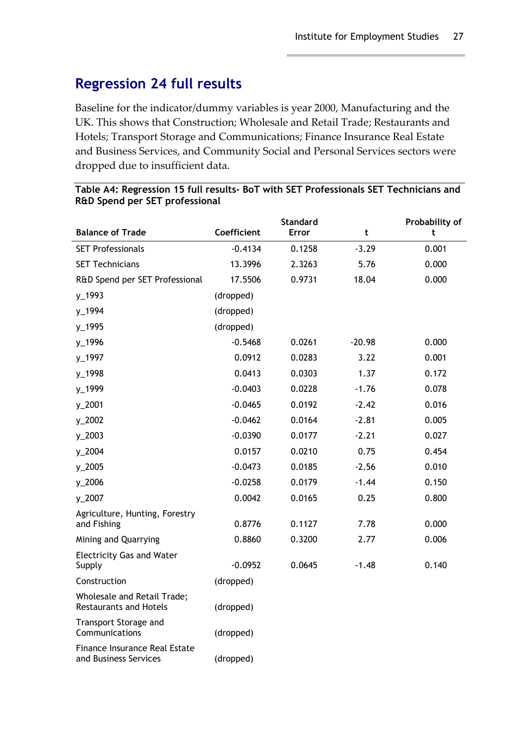## Regression 24 full results

Baseline for the indicator/dummy variables is year 2000, Manufacturing and the UK. This shows that Construction; Wholesale and Retail Trade; Restaurants and Hotels; Transport Storage and Communications; Finance Insurance Real Estate and Business Services, and Community Social and Personal Services sectors were dropped due to insufficient data.

**Table A4: Regression 15 full results- BoT with SET Professionals SET Technicians and R&D Spend per SET professional**

| Balance of Trade | Coefficient | Standard Error | t | Probability of t |
|---|---|---|---|---|
| SET Professionals | -0.4134 | 0.1258 | -3.29 | 0.001 |
| SET Technicians | 13.3996 | 2.3263 | 5.76 | 0.000 |
| R&D Spend per SET Professional | 17.5506 | 0.9731 | 18.04 | 0.000 |
| y_1993 | (dropped) | | | |
| y_1994 | (dropped) | | | |
| y_1995 | (dropped) | | | |
| y_1996 | -0.5468 | 0.0261 | -20.98 | 0.000 |
| y_1997 | 0.0912 | 0.0283 | 3.22 | 0.001 |
| y_1998 | 0.0413 | 0.0303 | 1.37 | 0.172 |
| y_1999 | -0.0403 | 0.0228 | -1.76 | 0.078 |
| y_2001 | -0.0465 | 0.0192 | -2.42 | 0.016 |
| y_2002 | -0.0462 | 0.0164 | -2.81 | 0.005 |
| y_2003 | -0.0390 | 0.0177 | -2.21 | 0.027 |
| y_2004 | 0.0157 | 0.0210 | 0.75 | 0.454 |
| y_2005 | -0.0473 | 0.0185 | -2.56 | 0.010 |
| y_2006 | -0.0258 | 0.0179 | -1.44 | 0.150 |
| y_2007 | 0.0042 | 0.0165 | 0.25 | 0.800 |
| Agriculture, Hunting, Forestry and Fishing | 0.8776 | 0.1127 | 7.78 | 0.000 |
| Mining and Quarrying | 0.8860 | 0.3200 | 2.77 | 0.006 |
| Electricity Gas and Water Supply | -0.0952 | 0.0645 | -1.48 | 0.140 |
| Construction | (dropped) | | | |
| Wholesale and Retail Trade; Restaurants and Hotels | (dropped) | | | |
| Transport Storage and Communications | (dropped) | | | |
| Finance Insurance Real Estate and Business Services | (dropped) | | | |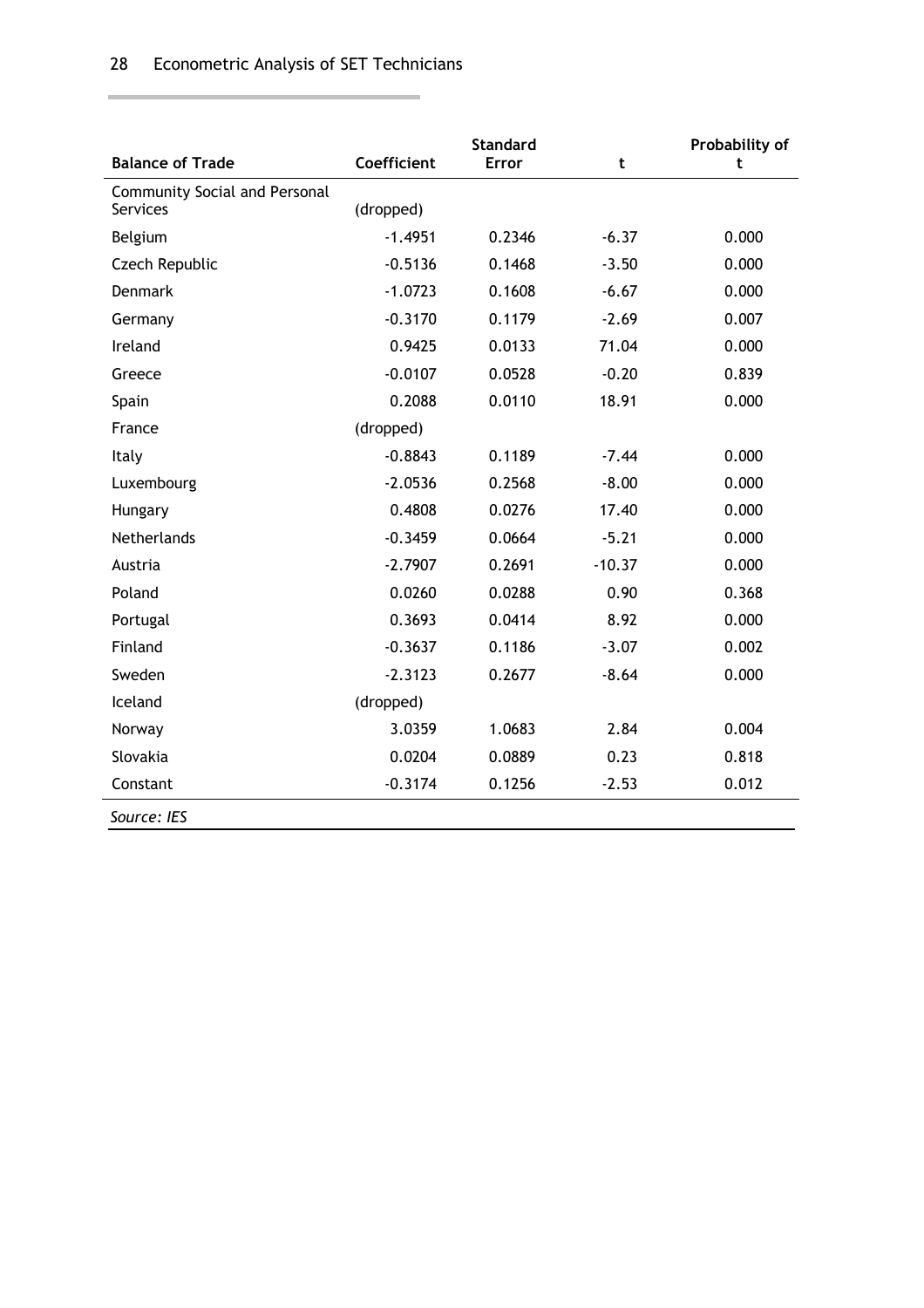| Balance of Trade | Coefficient | Standard Error | t | Probability of t |
|---|---|---|---|---|
| Community Social and Personal Services | (dropped) | | | |
| Belgium | -1.4951 | 0.2346 | -6.37 | 0.000 |
| Czech Republic | -0.5136 | 0.1468 | -3.50 | 0.000 |
| Denmark | -1.0723 | 0.1608 | -6.67 | 0.000 |
| Germany | -0.3170 | 0.1179 | -2.69 | 0.007 |
| Ireland | 0.9425 | 0.0133 | 71.04 | 0.000 |
| Greece | -0.0107 | 0.0528 | -0.20 | 0.839 |
| Spain | 0.2088 | 0.0110 | 18.91 | 0.000 |
| France | (dropped) | | | |
| Italy | -0.8843 | 0.1189 | -7.44 | 0.000 |
| Luxembourg | -2.0536 | 0.2568 | -8.00 | 0.000 |
| Hungary | 0.4808 | 0.0276 | 17.40 | 0.000 |
| Netherlands | -0.3459 | 0.0664 | -5.21 | 0.000 |
| Austria | -2.7907 | 0.2691 | -10.37 | 0.000 |
| Poland | 0.0260 | 0.0288 | 0.90 | 0.368 |
| Portugal | 0.3693 | 0.0414 | 8.92 | 0.000 |
| Finland | -0.3637 | 0.1186 | -3.07 | 0.002 |
| Sweden | -2.3123 | 0.2677 | -8.64 | 0.000 |
| Iceland | (dropped) | | | |
| Norway | 3.0359 | 1.0683 | 2.84 | 0.004 |
| Slovakia | 0.0204 | 0.0889 | 0.23 | 0.818 |
| Constant | -0.3174 | 0.1256 | -2.53 | 0.012 |

*Source: IES*